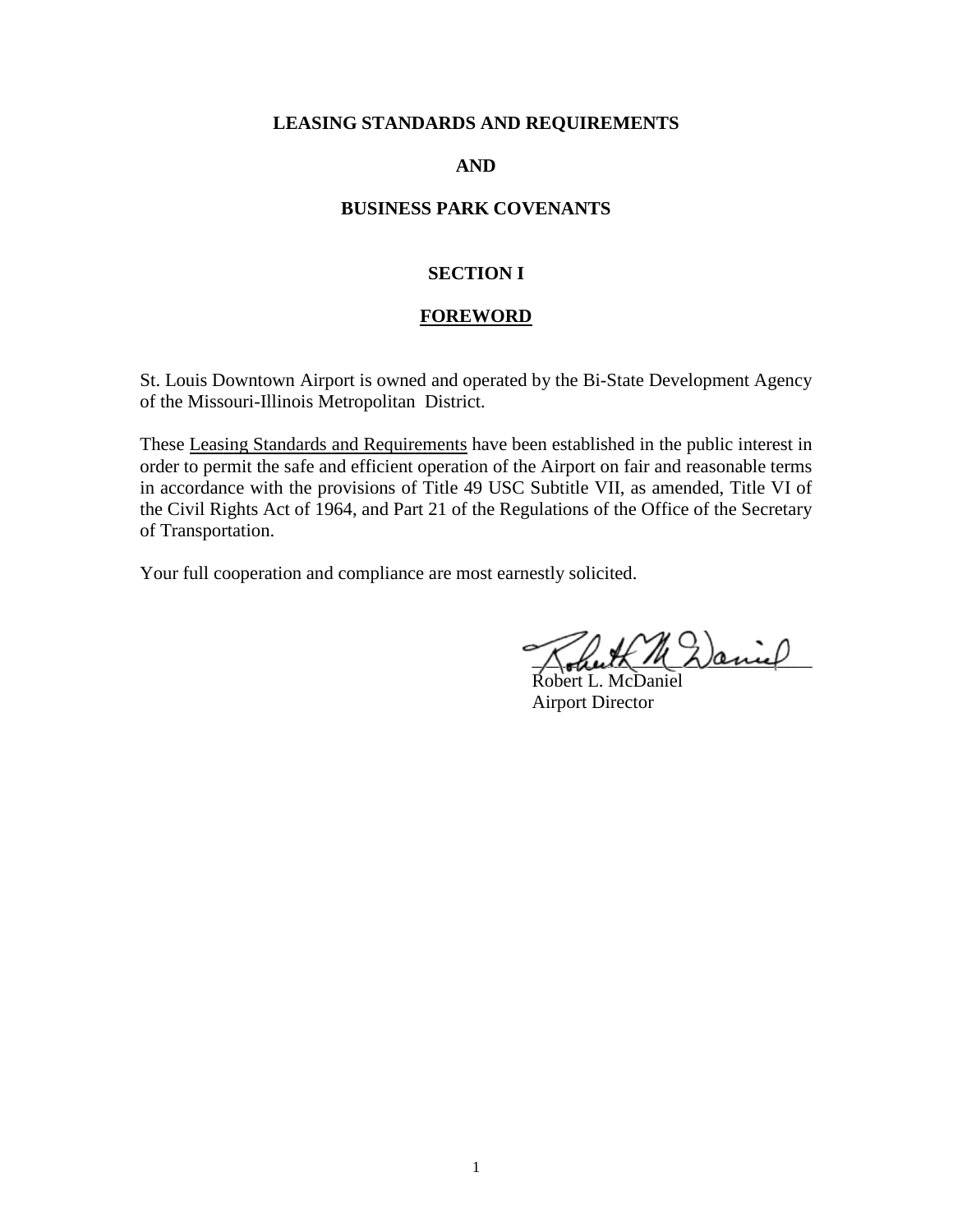# LEASING STANDARDS AND REQUIREMENTS

# AND

# BUSINESS PARK COVENANTS

## SECTION I

## FOREWORD

St. Louis Downtown Airport is owned and operated by the Bi-State Development Agency of the Missouri-Illinois Metropolitan District.

These Leasing Standards and Requirements have been established in the public interest in order to permit the safe and efficient operation of the Airport on fair and reasonable terms in accordance with the provisions of Title 49 USC Subtitle VII, as amended, Title VI of the Civil Rights Act of 1964, and Part 21 of the Regulations of the Office of the Secretary of Transportation.

Your full cooperation and compliance are most earnestly solicited.

Robert L. McDaniel
Airport Director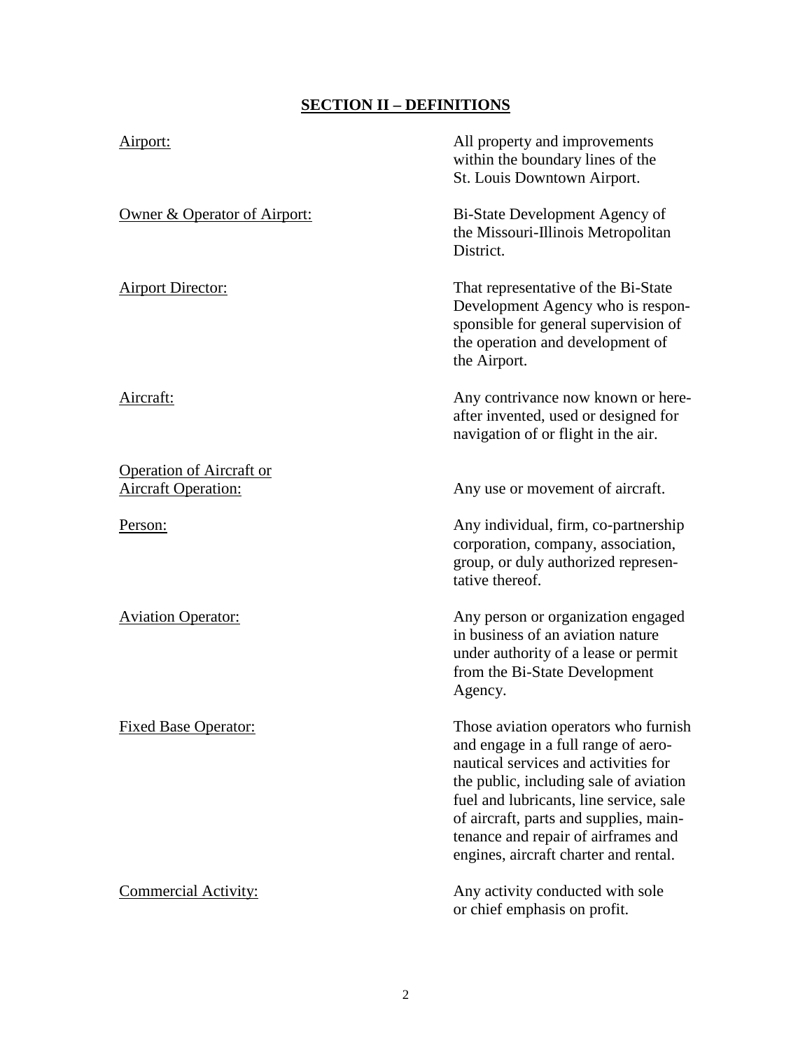## SECTION II – DEFINITIONS

| | |
|---|---|
| Airport: | All property and improvements within the boundary lines of the St. Louis Downtown Airport. |
| Owner & Operator of Airport: | Bi-State Development Agency of the Missouri-Illinois Metropolitan District. |
| Airport Director: | That representative of the Bi-State Development Agency who is responsponsible for general supervision of the operation and development of the Airport. |
| Aircraft: | Any contrivance now known or hereafter invented, used or designed for navigation of or flight in the air. |
| Operation of Aircraft or Aircraft Operation: | Any use or movement of aircraft. |
| Person: | Any individual, firm, co-partnership corporation, company, association, group, or duly authorized representative thereof. |
| Aviation Operator: | Any person or organization engaged in business of an aviation nature under authority of a lease or permit from the Bi-State Development Agency. |
| Fixed Base Operator: | Those aviation operators who furnish and engage in a full range of aeronautical services and activities for the public, including sale of aviation fuel and lubricants, line service, sale of aircraft, parts and supplies, maintenance and repair of airframes and engines, aircraft charter and rental. |
| Commercial Activity: | Any activity conducted with sole or chief emphasis on profit. |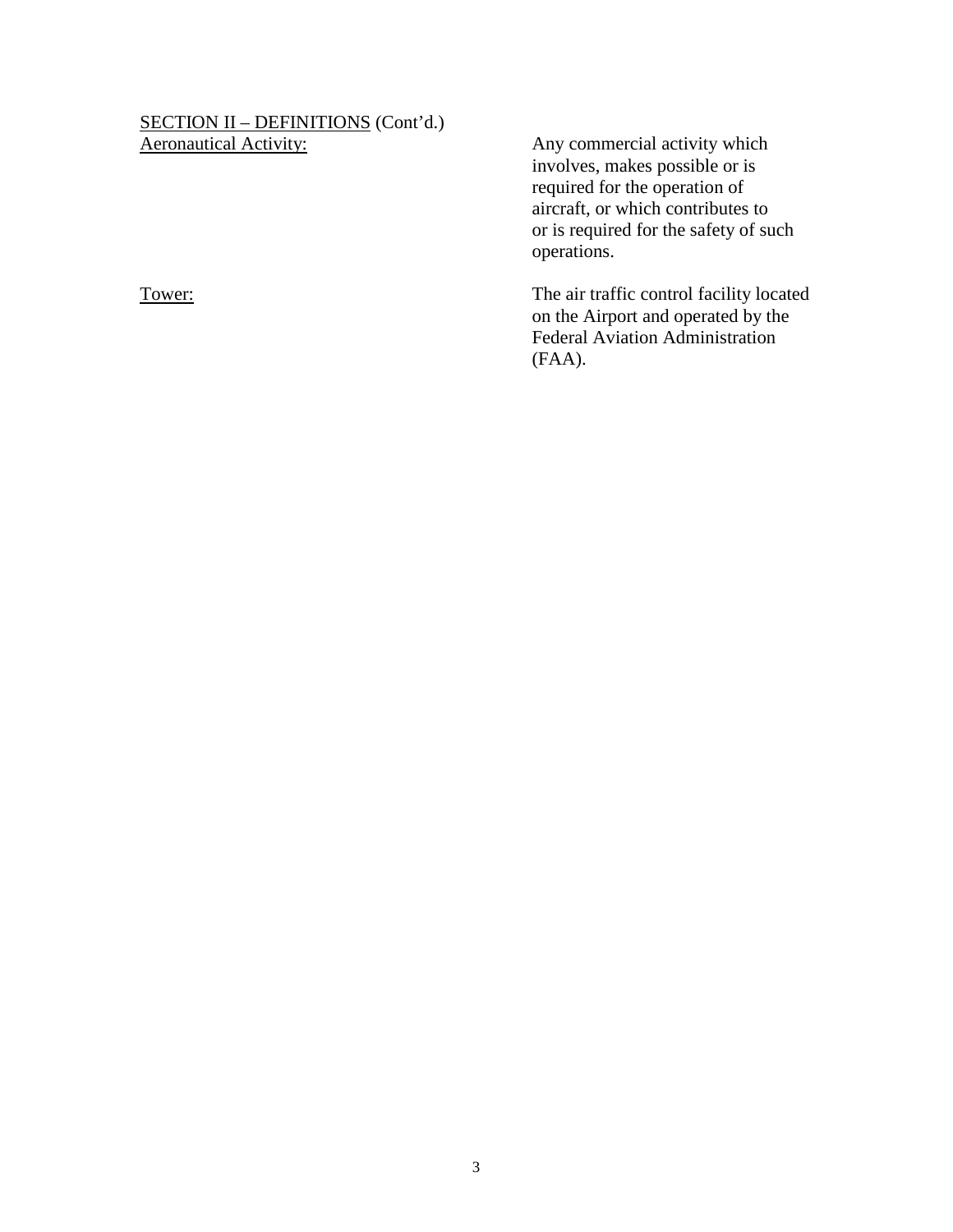SECTION II – DEFINITIONS (Cont'd.)

| | |
|---|---|
| Aeronautical Activity: | Any commercial activity which involves, makes possible or is required for the operation of aircraft, or which contributes to or is required for the safety of such operations. |
| Tower: | The air traffic control facility located on the Airport and operated by the Federal Aviation Administration (FAA). |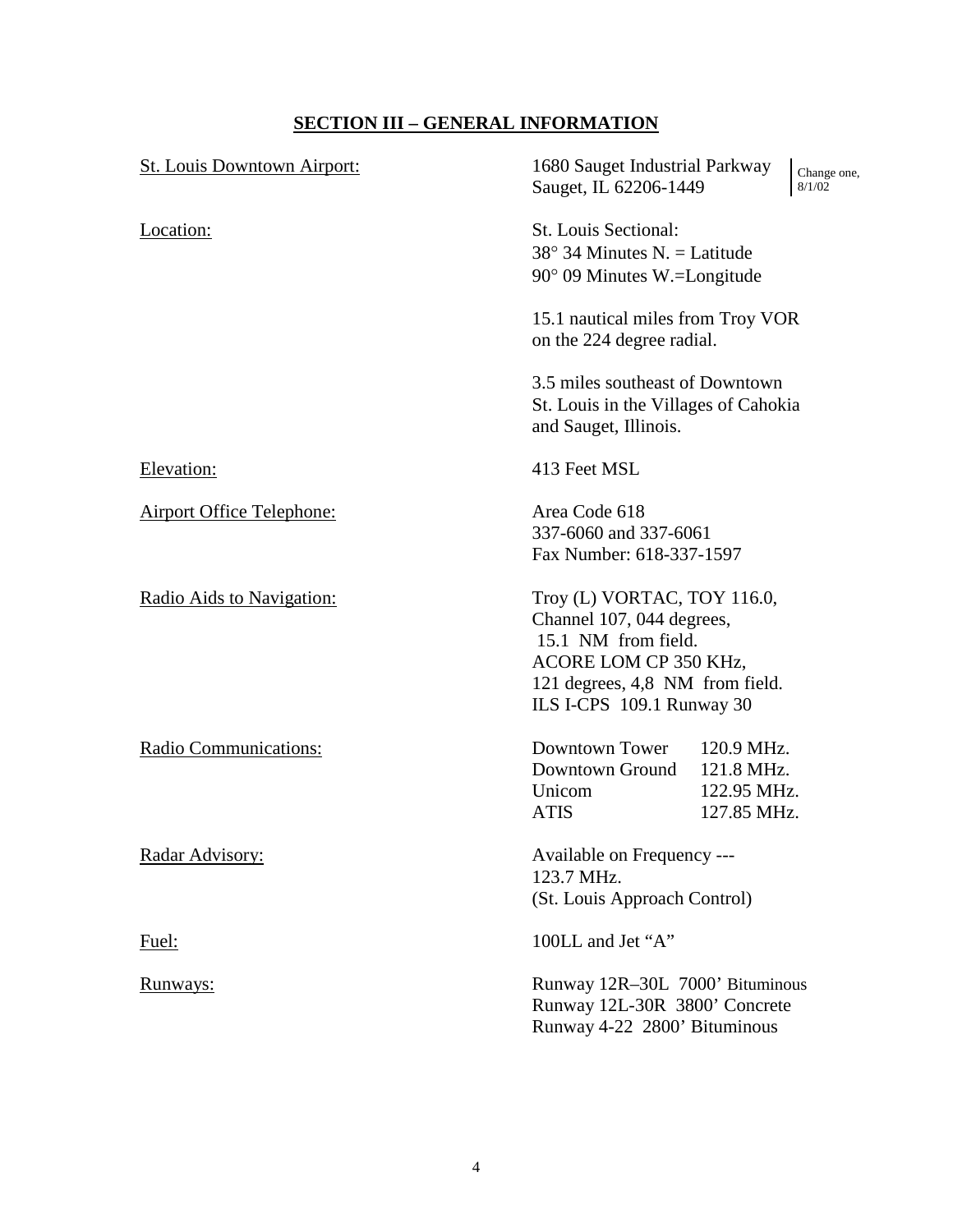## SECTION III – GENERAL INFORMATION

| | |
|---|---|
| St. Louis Downtown Airport: | 1680 Sauget Industrial Parkway<br>Sauget, IL 62206-1449 (Change one, 8/1/02) |
| Location: | St. Louis Sectional:<br>38° 34 Minutes N. = Latitude<br>90° 09 Minutes W.=Longitude<br><br>15.1 nautical miles from Troy VOR on the 224 degree radial.<br><br>3.5 miles southeast of Downtown St. Louis in the Villages of Cahokia and Sauget, Illinois. |
| Elevation: | 413 Feet MSL |
| Airport Office Telephone: | Area Code 618<br>337-6060 and 337-6061<br>Fax Number: 618-337-1597 |
| Radio Aids to Navigation: | Troy (L) VORTAC, TOY 116.0, Channel 107, 044 degrees, 15.1 NM from field.<br>ACORE LOM CP 350 KHz, 121 degrees, 4,8 NM from field.<br>ILS I-CPS 109.1 Runway 30 |
| Radio Communications: | Downtown Tower 120.9 MHz.<br>Downtown Ground 121.8 MHz.<br>Unicom 122.95 MHz.<br>ATIS 127.85 MHz. |
| Radar Advisory: | Available on Frequency --- 123.7 MHz.<br>(St. Louis Approach Control) |
| Fuel: | 100LL and Jet "A" |
| Runways: | Runway 12R–30L 7000' Bituminous<br>Runway 12L-30R 3800' Concrete<br>Runway 4-22 2800' Bituminous |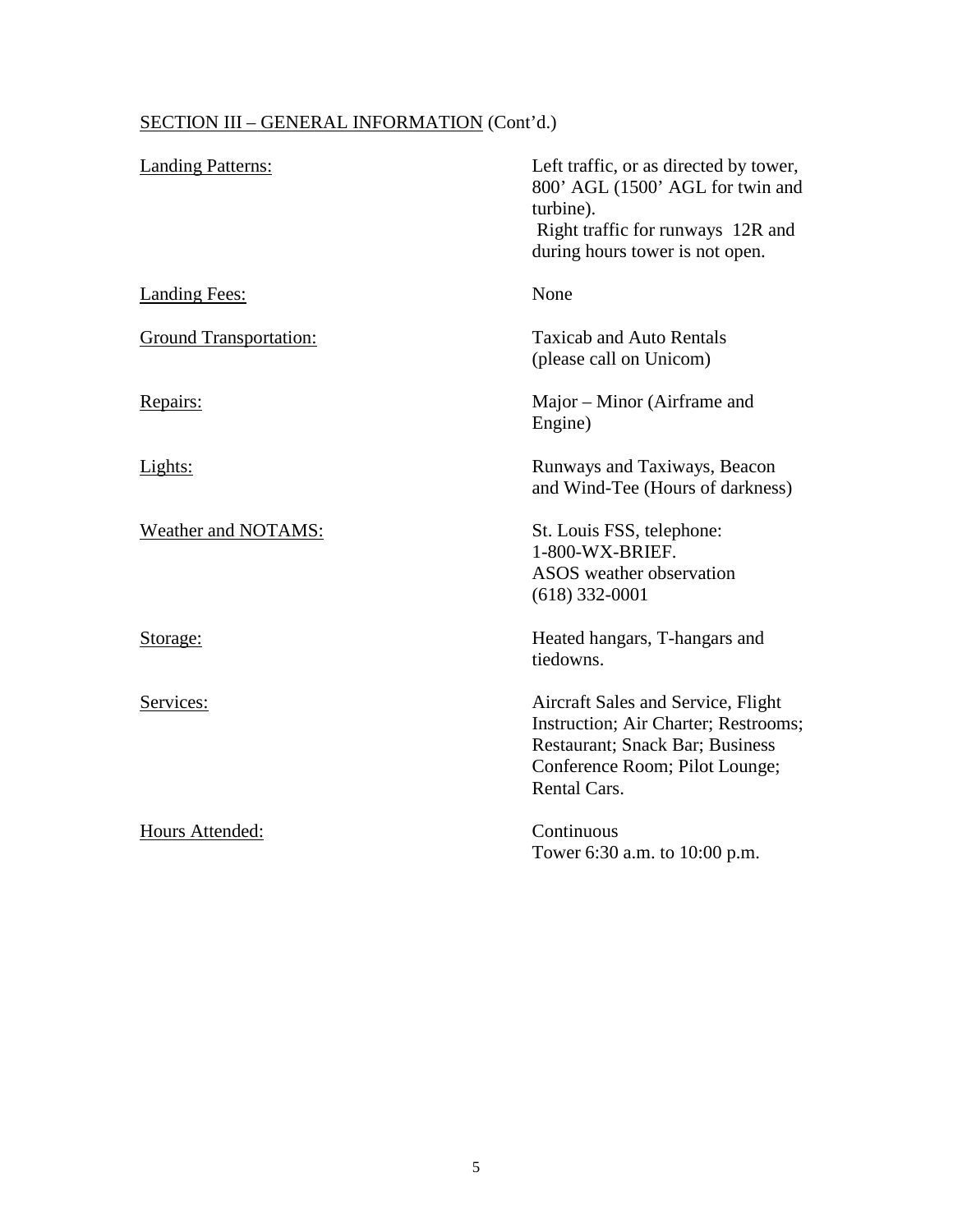SECTION III – GENERAL INFORMATION (Cont'd.)

| | |
|---|---|
| Landing Patterns: | Left traffic, or as directed by tower, 800' AGL (1500' AGL for twin and turbine). Right traffic for runways 12R and during hours tower is not open. |
| Landing Fees: | None |
| Ground Transportation: | Taxicab and Auto Rentals (please call on Unicom) |
| Repairs: | Major – Minor (Airframe and Engine) |
| Lights: | Runways and Taxiways, Beacon and Wind-Tee (Hours of darkness) |
| Weather and NOTAMS: | St. Louis FSS, telephone: 1-800-WX-BRIEF. ASOS weather observation (618) 332-0001 |
| Storage: | Heated hangars, T-hangars and tiedowns. |
| Services: | Aircraft Sales and Service, Flight Instruction; Air Charter; Restrooms; Restaurant; Snack Bar; Business Conference Room; Pilot Lounge; Rental Cars. |
| Hours Attended: | Continuous<br>Tower 6:30 a.m. to 10:00 p.m. |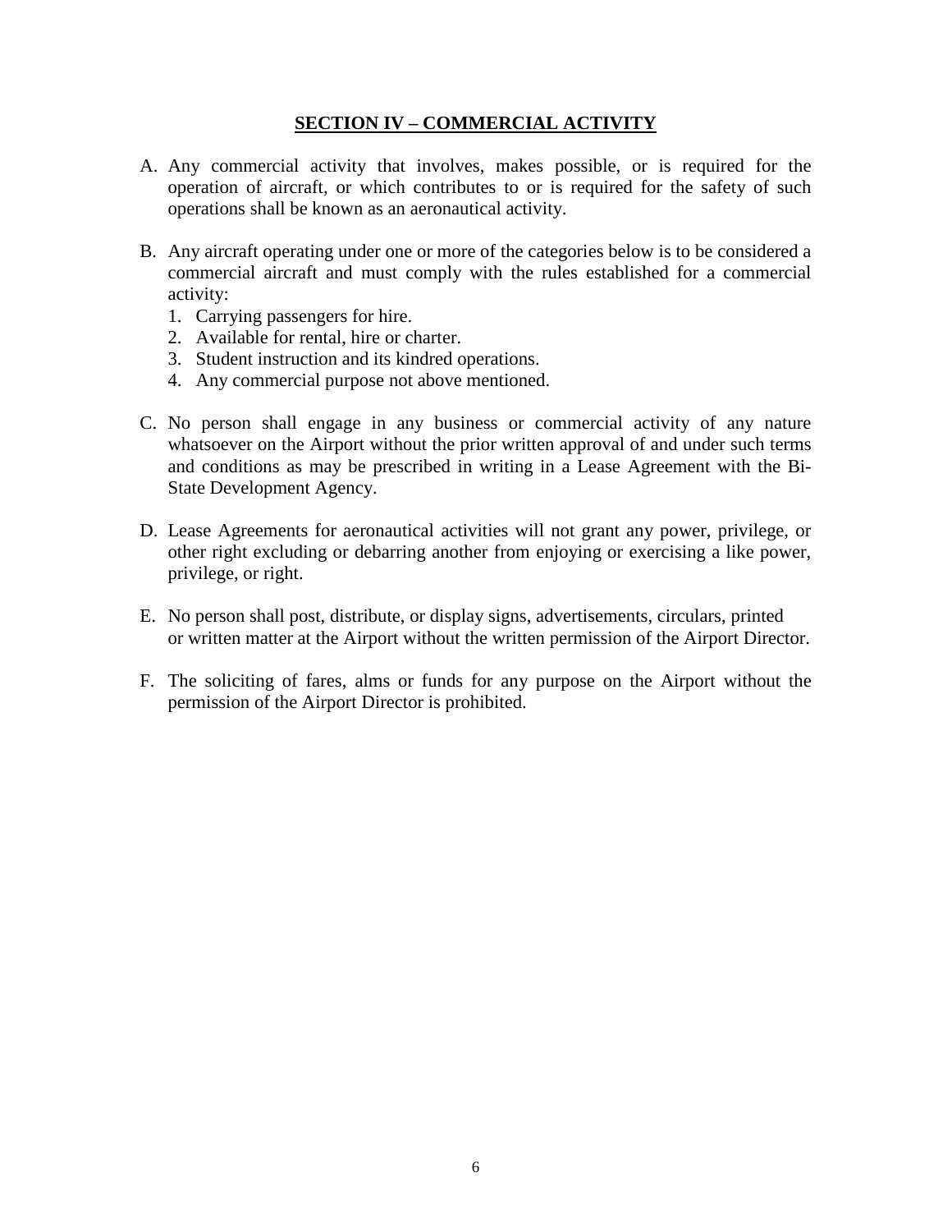## SECTION IV – COMMERCIAL ACTIVITY

A. Any commercial activity that involves, makes possible, or is required for the operation of aircraft, or which contributes to or is required for the safety of such operations shall be known as an aeronautical activity.

B. Any aircraft operating under one or more of the categories below is to be considered a commercial aircraft and must comply with the rules established for a commercial activity:
   1. Carrying passengers for hire.
   2. Available for rental, hire or charter.
   3. Student instruction and its kindred operations.
   4. Any commercial purpose not above mentioned.

C. No person shall engage in any business or commercial activity of any nature whatsoever on the Airport without the prior written approval of and under such terms and conditions as may be prescribed in writing in a Lease Agreement with the Bi-State Development Agency.

D. Lease Agreements for aeronautical activities will not grant any power, privilege, or other right excluding or debarring another from enjoying or exercising a like power, privilege, or right.

E. No person shall post, distribute, or display signs, advertisements, circulars, printed or written matter at the Airport without the written permission of the Airport Director.

F. The soliciting of fares, alms or funds for any purpose on the Airport without the permission of the Airport Director is prohibited.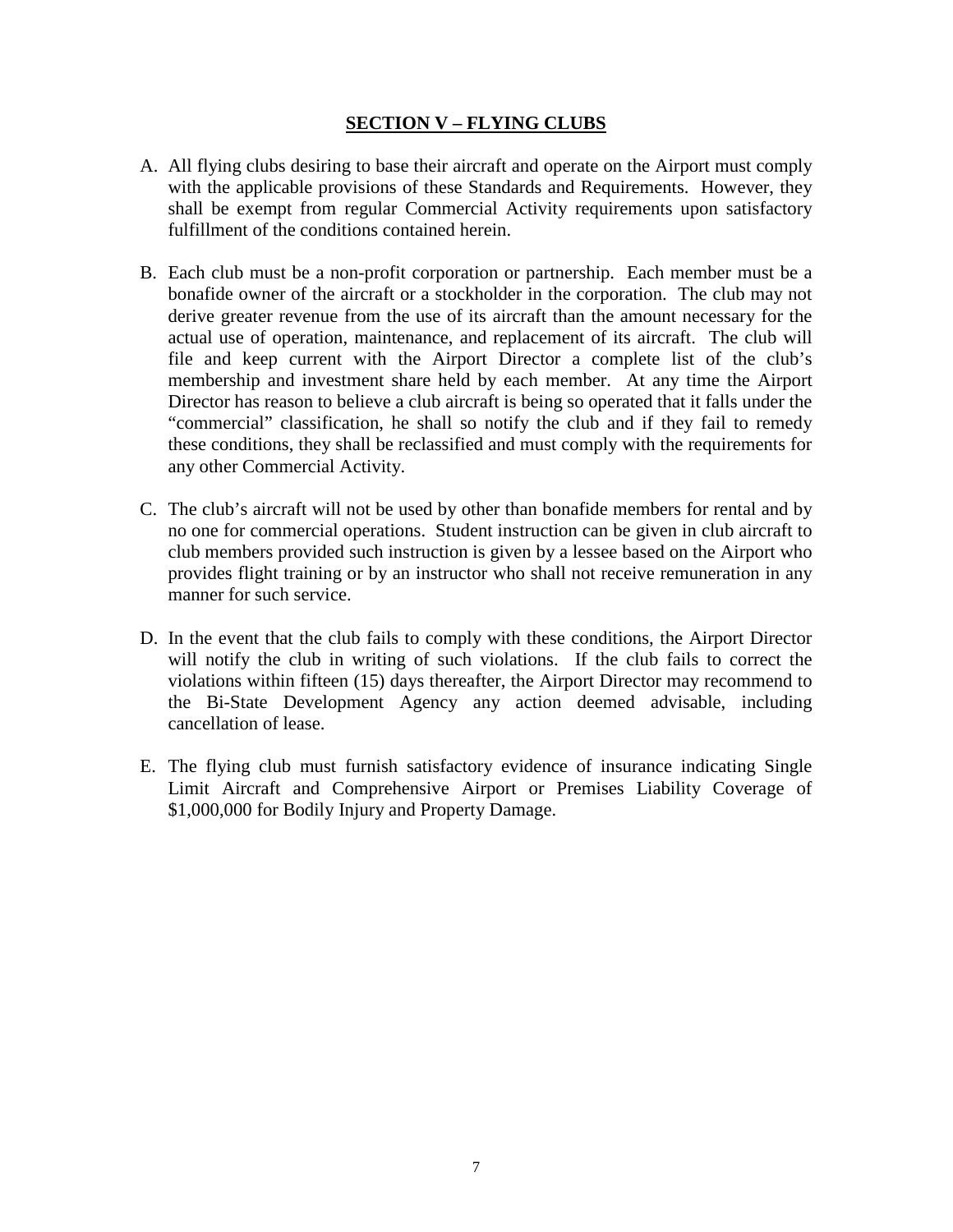## SECTION V – FLYING CLUBS

A. All flying clubs desiring to base their aircraft and operate on the Airport must comply with the applicable provisions of these Standards and Requirements. However, they shall be exempt from regular Commercial Activity requirements upon satisfactory fulfillment of the conditions contained herein.

B. Each club must be a non-profit corporation or partnership. Each member must be a bonafide owner of the aircraft or a stockholder in the corporation. The club may not derive greater revenue from the use of its aircraft than the amount necessary for the actual use of operation, maintenance, and replacement of its aircraft. The club will file and keep current with the Airport Director a complete list of the club's membership and investment share held by each member. At any time the Airport Director has reason to believe a club aircraft is being so operated that it falls under the "commercial" classification, he shall so notify the club and if they fail to remedy these conditions, they shall be reclassified and must comply with the requirements for any other Commercial Activity.

C. The club's aircraft will not be used by other than bonafide members for rental and by no one for commercial operations. Student instruction can be given in club aircraft to club members provided such instruction is given by a lessee based on the Airport who provides flight training or by an instructor who shall not receive remuneration in any manner for such service.

D. In the event that the club fails to comply with these conditions, the Airport Director will notify the club in writing of such violations. If the club fails to correct the violations within fifteen (15) days thereafter, the Airport Director may recommend to the Bi-State Development Agency any action deemed advisable, including cancellation of lease.

E. The flying club must furnish satisfactory evidence of insurance indicating Single Limit Aircraft and Comprehensive Airport or Premises Liability Coverage of $1,000,000 for Bodily Injury and Property Damage.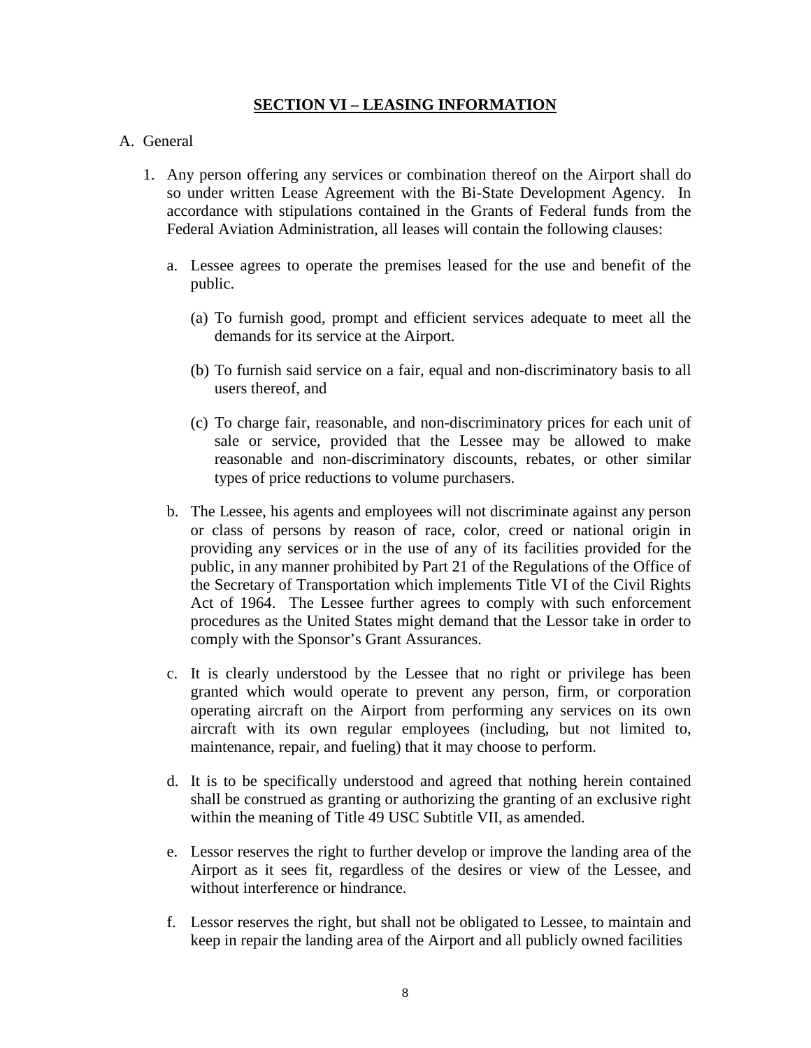## SECTION VI – LEASING INFORMATION

A. General

1. Any person offering any services or combination thereof on the Airport shall do so under written Lease Agreement with the Bi-State Development Agency. In accordance with stipulations contained in the Grants of Federal funds from the Federal Aviation Administration, all leases will contain the following clauses:

    a. Lessee agrees to operate the premises leased for the use and benefit of the public.

        (a) To furnish good, prompt and efficient services adequate to meet all the demands for its service at the Airport.

        (b) To furnish said service on a fair, equal and non-discriminatory basis to all users thereof, and

        (c) To charge fair, reasonable, and non-discriminatory prices for each unit of sale or service, provided that the Lessee may be allowed to make reasonable and non-discriminatory discounts, rebates, or other similar types of price reductions to volume purchasers.

    b. The Lessee, his agents and employees will not discriminate against any person or class of persons by reason of race, color, creed or national origin in providing any services or in the use of any of its facilities provided for the public, in any manner prohibited by Part 21 of the Regulations of the Office of the Secretary of Transportation which implements Title VI of the Civil Rights Act of 1964. The Lessee further agrees to comply with such enforcement procedures as the United States might demand that the Lessor take in order to comply with the Sponsor's Grant Assurances.

    c. It is clearly understood by the Lessee that no right or privilege has been granted which would operate to prevent any person, firm, or corporation operating aircraft on the Airport from performing any services on its own aircraft with its own regular employees (including, but not limited to, maintenance, repair, and fueling) that it may choose to perform.

    d. It is to be specifically understood and agreed that nothing herein contained shall be construed as granting or authorizing the granting of an exclusive right within the meaning of Title 49 USC Subtitle VII, as amended.

    e. Lessor reserves the right to further develop or improve the landing area of the Airport as it sees fit, regardless of the desires or view of the Lessee, and without interference or hindrance.

    f. Lessor reserves the right, but shall not be obligated to Lessee, to maintain and keep in repair the landing area of the Airport and all publicly owned facilities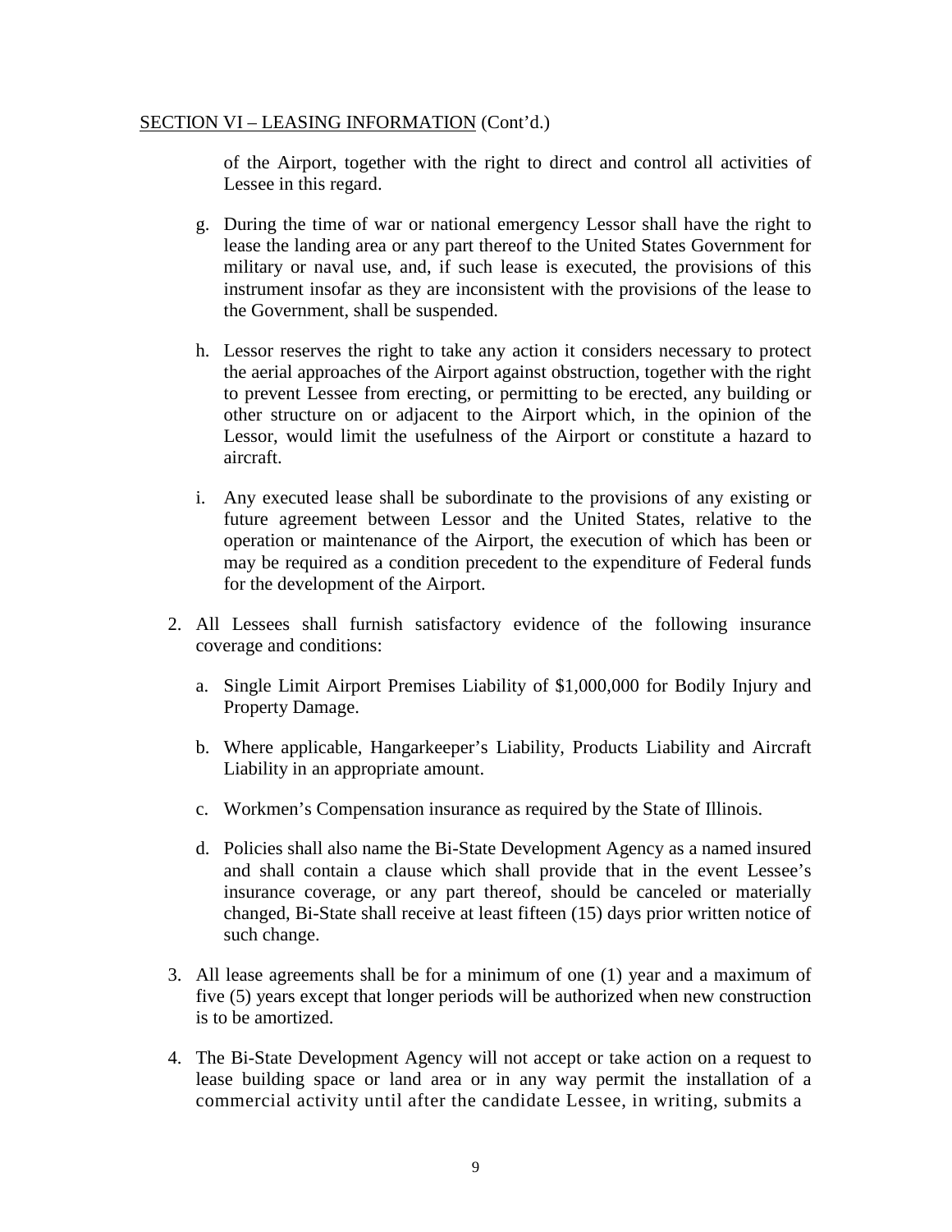SECTION VI – LEASING INFORMATION (Cont'd.)

of the Airport, together with the right to direct and control all activities of Lessee in this regard.

g. During the time of war or national emergency Lessor shall have the right to lease the landing area or any part thereof to the United States Government for military or naval use, and, if such lease is executed, the provisions of this instrument insofar as they are inconsistent with the provisions of the lease to the Government, shall be suspended.

h. Lessor reserves the right to take any action it considers necessary to protect the aerial approaches of the Airport against obstruction, together with the right to prevent Lessee from erecting, or permitting to be erected, any building or other structure on or adjacent to the Airport which, in the opinion of the Lessor, would limit the usefulness of the Airport or constitute a hazard to aircraft.

i. Any executed lease shall be subordinate to the provisions of any existing or future agreement between Lessor and the United States, relative to the operation or maintenance of the Airport, the execution of which has been or may be required as a condition precedent to the expenditure of Federal funds for the development of the Airport.

2. All Lessees shall furnish satisfactory evidence of the following insurance coverage and conditions:

   a. Single Limit Airport Premises Liability of $1,000,000 for Bodily Injury and Property Damage.

   b. Where applicable, Hangarkeeper's Liability, Products Liability and Aircraft Liability in an appropriate amount.

   c. Workmen's Compensation insurance as required by the State of Illinois.

   d. Policies shall also name the Bi-State Development Agency as a named insured and shall contain a clause which shall provide that in the event Lessee's insurance coverage, or any part thereof, should be canceled or materially changed, Bi-State shall receive at least fifteen (15) days prior written notice of such change.

3. All lease agreements shall be for a minimum of one (1) year and a maximum of five (5) years except that longer periods will be authorized when new construction is to be amortized.

4. The Bi-State Development Agency will not accept or take action on a request to lease building space or land area or in any way permit the installation of a commercial activity until after the candidate Lessee, in writing, submits a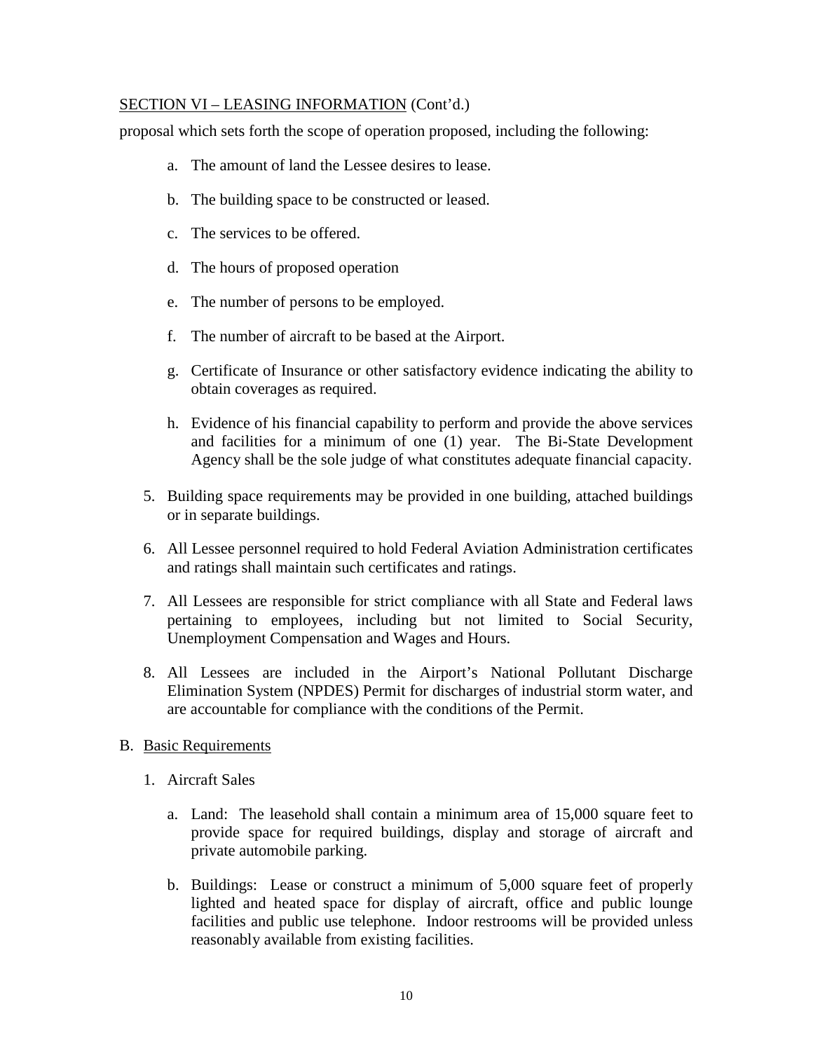SECTION VI – LEASING INFORMATION (Cont'd.)

proposal which sets forth the scope of operation proposed, including the following:

   a. The amount of land the Lessee desires to lease.

   b. The building space to be constructed or leased.

   c. The services to be offered.

   d. The hours of proposed operation

   e. The number of persons to be employed.

   f. The number of aircraft to be based at the Airport.

   g. Certificate of Insurance or other satisfactory evidence indicating the ability to obtain coverages as required.

   h. Evidence of his financial capability to perform and provide the above services and facilities for a minimum of one (1) year. The Bi-State Development Agency shall be the sole judge of what constitutes adequate financial capacity.

5. Building space requirements may be provided in one building, attached buildings or in separate buildings.

6. All Lessee personnel required to hold Federal Aviation Administration certificates and ratings shall maintain such certificates and ratings.

7. All Lessees are responsible for strict compliance with all State and Federal laws pertaining to employees, including but not limited to Social Security, Unemployment Compensation and Wages and Hours.

8. All Lessees are included in the Airport's National Pollutant Discharge Elimination System (NPDES) Permit for discharges of industrial storm water, and are accountable for compliance with the conditions of the Permit.

B. Basic Requirements

   1. Aircraft Sales

      a. Land: The leasehold shall contain a minimum area of 15,000 square feet to provide space for required buildings, display and storage of aircraft and private automobile parking.

      b. Buildings: Lease or construct a minimum of 5,000 square feet of properly lighted and heated space for display of aircraft, office and public lounge facilities and public use telephone. Indoor restrooms will be provided unless reasonably available from existing facilities.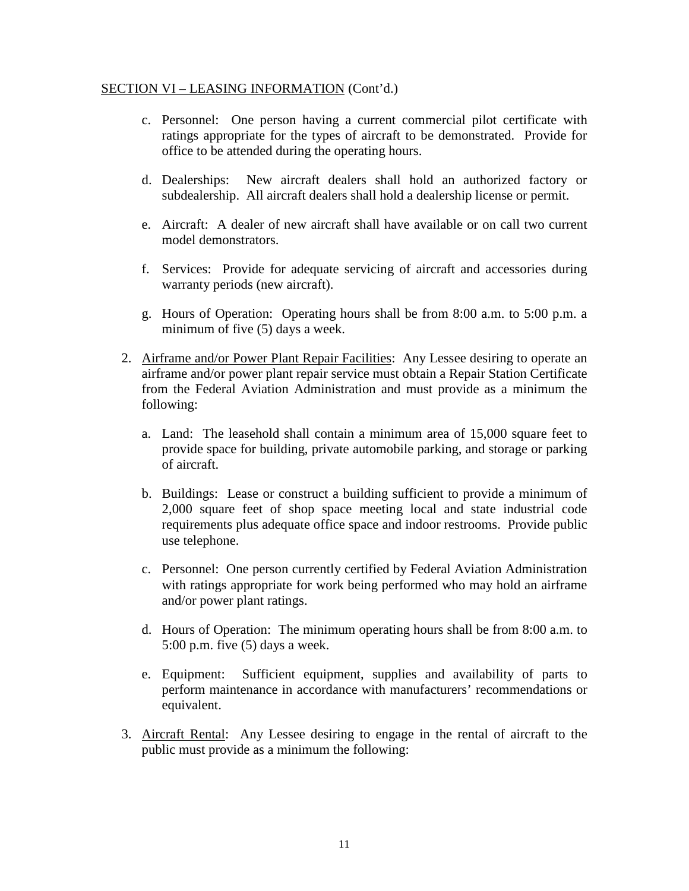SECTION VI – LEASING INFORMATION (Cont'd.)

c. Personnel: One person having a current commercial pilot certificate with ratings appropriate for the types of aircraft to be demonstrated. Provide for office to be attended during the operating hours.

d. Dealerships: New aircraft dealers shall hold an authorized factory or subdealership. All aircraft dealers shall hold a dealership license or permit.

e. Aircraft: A dealer of new aircraft shall have available or on call two current model demonstrators.

f. Services: Provide for adequate servicing of aircraft and accessories during warranty periods (new aircraft).

g. Hours of Operation: Operating hours shall be from 8:00 a.m. to 5:00 p.m. a minimum of five (5) days a week.

2. Airframe and/or Power Plant Repair Facilities: Any Lessee desiring to operate an airframe and/or power plant repair service must obtain a Repair Station Certificate from the Federal Aviation Administration and must provide as a minimum the following:

   a. Land: The leasehold shall contain a minimum area of 15,000 square feet to provide space for building, private automobile parking, and storage or parking of aircraft.

   b. Buildings: Lease or construct a building sufficient to provide a minimum of 2,000 square feet of shop space meeting local and state industrial code requirements plus adequate office space and indoor restrooms. Provide public use telephone.

   c. Personnel: One person currently certified by Federal Aviation Administration with ratings appropriate for work being performed who may hold an airframe and/or power plant ratings.

   d. Hours of Operation: The minimum operating hours shall be from 8:00 a.m. to 5:00 p.m. five (5) days a week.

   e. Equipment: Sufficient equipment, supplies and availability of parts to perform maintenance in accordance with manufacturers' recommendations or equivalent.

3. Aircraft Rental: Any Lessee desiring to engage in the rental of aircraft to the public must provide as a minimum the following: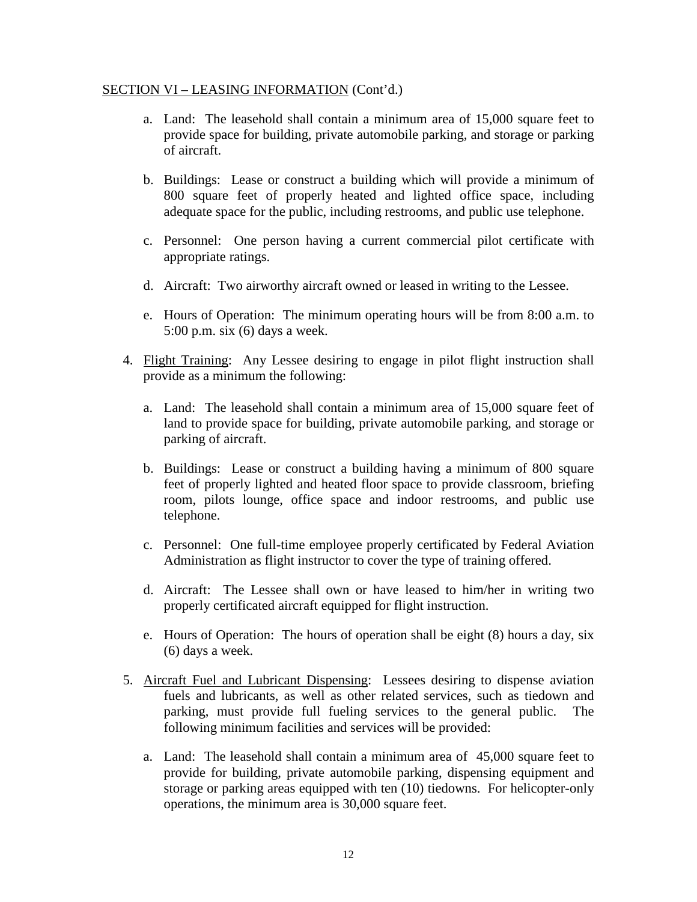SECTION VI – LEASING INFORMATION (Cont'd.)

a. Land: The leasehold shall contain a minimum area of 15,000 square feet to provide space for building, private automobile parking, and storage or parking of aircraft.

b. Buildings: Lease or construct a building which will provide a minimum of 800 square feet of properly heated and lighted office space, including adequate space for the public, including restrooms, and public use telephone.

c. Personnel: One person having a current commercial pilot certificate with appropriate ratings.

d. Aircraft: Two airworthy aircraft owned or leased in writing to the Lessee.

e. Hours of Operation: The minimum operating hours will be from 8:00 a.m. to 5:00 p.m. six (6) days a week.

4. Flight Training: Any Lessee desiring to engage in pilot flight instruction shall provide as a minimum the following:

   a. Land: The leasehold shall contain a minimum area of 15,000 square feet of land to provide space for building, private automobile parking, and storage or parking of aircraft.

   b. Buildings: Lease or construct a building having a minimum of 800 square feet of properly lighted and heated floor space to provide classroom, briefing room, pilots lounge, office space and indoor restrooms, and public use telephone.

   c. Personnel: One full-time employee properly certificated by Federal Aviation Administration as flight instructor to cover the type of training offered.

   d. Aircraft: The Lessee shall own or have leased to him/her in writing two properly certificated aircraft equipped for flight instruction.

   e. Hours of Operation: The hours of operation shall be eight (8) hours a day, six (6) days a week.

5. Aircraft Fuel and Lubricant Dispensing: Lessees desiring to dispense aviation fuels and lubricants, as well as other related services, such as tiedown and parking, must provide full fueling services to the general public. The following minimum facilities and services will be provided:

   a. Land: The leasehold shall contain a minimum area of 45,000 square feet to provide for building, private automobile parking, dispensing equipment and storage or parking areas equipped with ten (10) tiedowns. For helicopter-only operations, the minimum area is 30,000 square feet.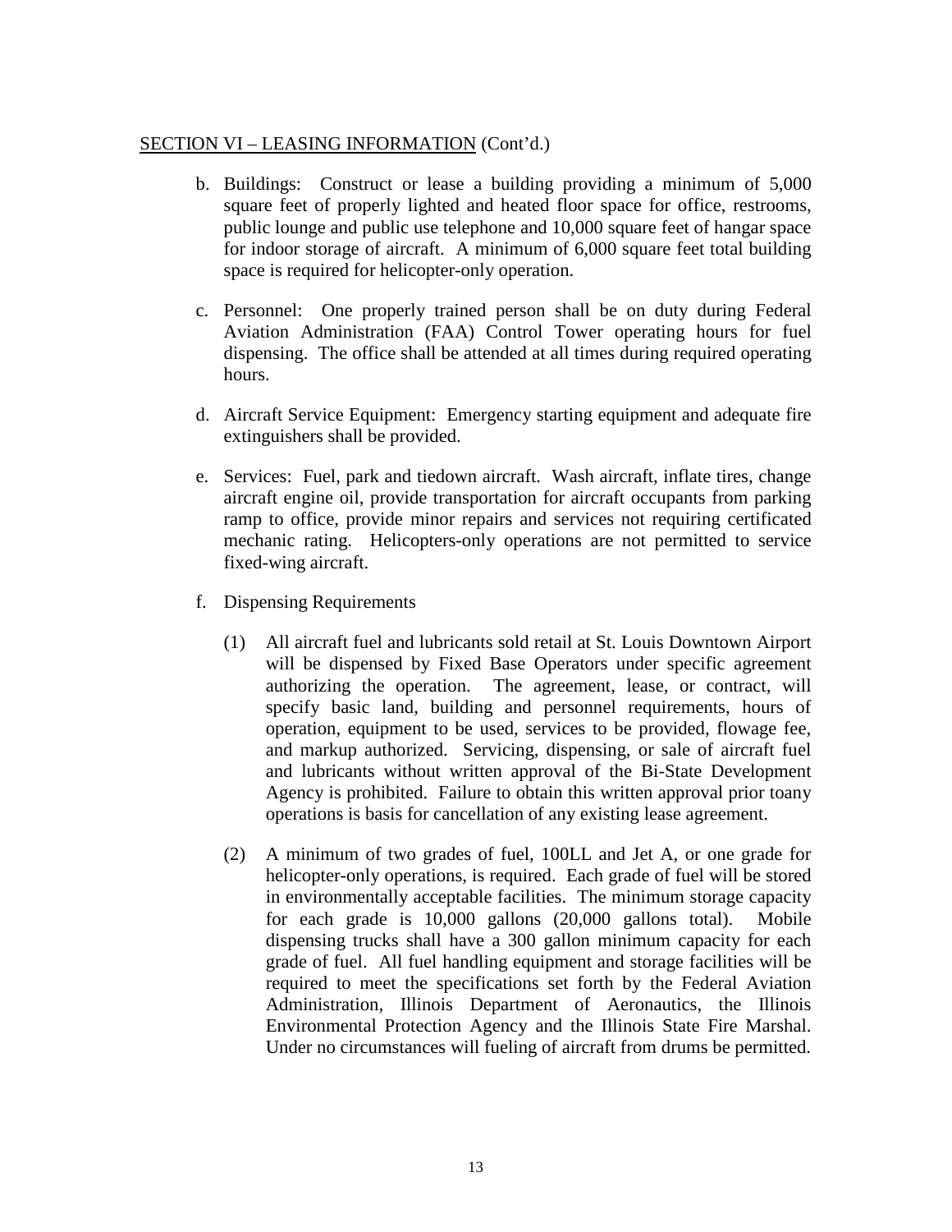SECTION VI – LEASING INFORMATION (Cont'd.)

b. Buildings: Construct or lease a building providing a minimum of 5,000 square feet of properly lighted and heated floor space for office, restrooms, public lounge and public use telephone and 10,000 square feet of hangar space for indoor storage of aircraft. A minimum of 6,000 square feet total building space is required for helicopter-only operation.

c. Personnel: One properly trained person shall be on duty during Federal Aviation Administration (FAA) Control Tower operating hours for fuel dispensing. The office shall be attended at all times during required operating hours.

d. Aircraft Service Equipment: Emergency starting equipment and adequate fire extinguishers shall be provided.

e. Services: Fuel, park and tiedown aircraft. Wash aircraft, inflate tires, change aircraft engine oil, provide transportation for aircraft occupants from parking ramp to office, provide minor repairs and services not requiring certificated mechanic rating. Helicopters-only operations are not permitted to service fixed-wing aircraft.

f. Dispensing Requirements

   (1) All aircraft fuel and lubricants sold retail at St. Louis Downtown Airport will be dispensed by Fixed Base Operators under specific agreement authorizing the operation. The agreement, lease, or contract, will specify basic land, building and personnel requirements, hours of operation, equipment to be used, services to be provided, flowage fee, and markup authorized. Servicing, dispensing, or sale of aircraft fuel and lubricants without written approval of the Bi-State Development Agency is prohibited. Failure to obtain this written approval prior toany operations is basis for cancellation of any existing lease agreement.

   (2) A minimum of two grades of fuel, 100LL and Jet A, or one grade for helicopter-only operations, is required. Each grade of fuel will be stored in environmentally acceptable facilities. The minimum storage capacity for each grade is 10,000 gallons (20,000 gallons total). Mobile dispensing trucks shall have a 300 gallon minimum capacity for each grade of fuel. All fuel handling equipment and storage facilities will be required to meet the specifications set forth by the Federal Aviation Administration, Illinois Department of Aeronautics, the Illinois Environmental Protection Agency and the Illinois State Fire Marshal. Under no circumstances will fueling of aircraft from drums be permitted.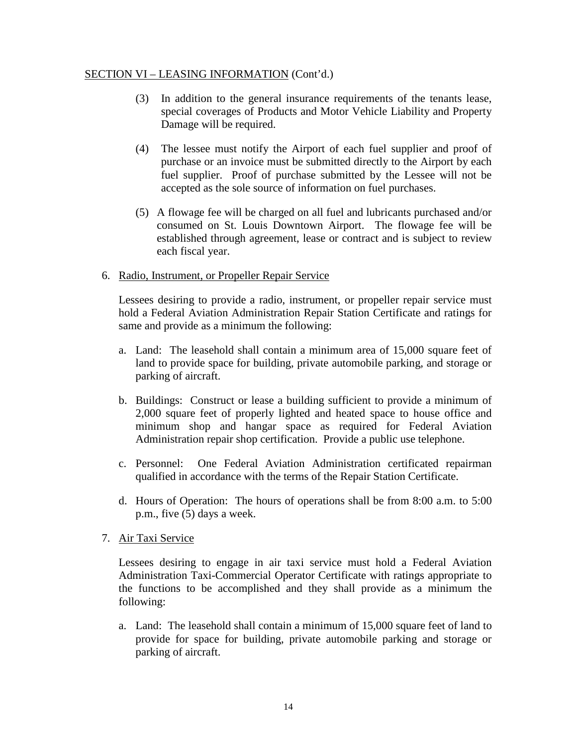SECTION VI – LEASING INFORMATION (Cont'd.)

(3) In addition to the general insurance requirements of the tenants lease, special coverages of Products and Motor Vehicle Liability and Property Damage will be required.

(4) The lessee must notify the Airport of each fuel supplier and proof of purchase or an invoice must be submitted directly to the Airport by each fuel supplier. Proof of purchase submitted by the Lessee will not be accepted as the sole source of information on fuel purchases.

(5) A flowage fee will be charged on all fuel and lubricants purchased and/or consumed on St. Louis Downtown Airport. The flowage fee will be established through agreement, lease or contract and is subject to review each fiscal year.

6. Radio, Instrument, or Propeller Repair Service

   Lessees desiring to provide a radio, instrument, or propeller repair service must hold a Federal Aviation Administration Repair Station Certificate and ratings for same and provide as a minimum the following:

   a. Land: The leasehold shall contain a minimum area of 15,000 square feet of land to provide space for building, private automobile parking, and storage or parking of aircraft.

   b. Buildings: Construct or lease a building sufficient to provide a minimum of 2,000 square feet of properly lighted and heated space to house office and minimum shop and hangar space as required for Federal Aviation Administration repair shop certification. Provide a public use telephone.

   c. Personnel: One Federal Aviation Administration certificated repairman qualified in accordance with the terms of the Repair Station Certificate.

   d. Hours of Operation: The hours of operations shall be from 8:00 a.m. to 5:00 p.m., five (5) days a week.

7. Air Taxi Service

   Lessees desiring to engage in air taxi service must hold a Federal Aviation Administration Taxi-Commercial Operator Certificate with ratings appropriate to the functions to be accomplished and they shall provide as a minimum the following:

   a. Land: The leasehold shall contain a minimum of 15,000 square feet of land to provide for space for building, private automobile parking and storage or parking of aircraft.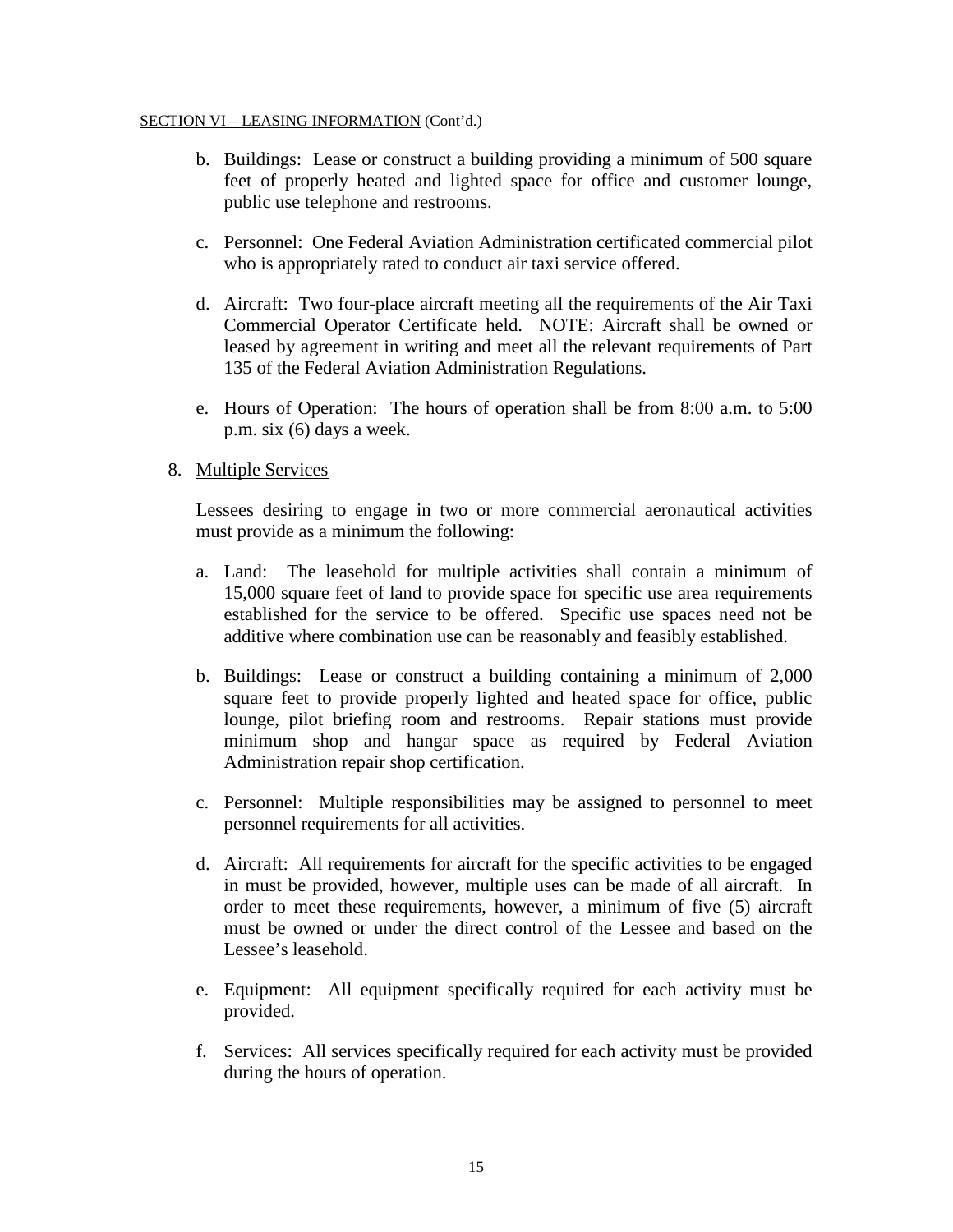SECTION VI – LEASING INFORMATION (Cont'd.)

b. Buildings: Lease or construct a building providing a minimum of 500 square feet of properly heated and lighted space for office and customer lounge, public use telephone and restrooms.

c. Personnel: One Federal Aviation Administration certificated commercial pilot who is appropriately rated to conduct air taxi service offered.

d. Aircraft: Two four-place aircraft meeting all the requirements of the Air Taxi Commercial Operator Certificate held. NOTE: Aircraft shall be owned or leased by agreement in writing and meet all the relevant requirements of Part 135 of the Federal Aviation Administration Regulations.

e. Hours of Operation: The hours of operation shall be from 8:00 a.m. to 5:00 p.m. six (6) days a week.

8. Multiple Services

Lessees desiring to engage in two or more commercial aeronautical activities must provide as a minimum the following:

a. Land: The leasehold for multiple activities shall contain a minimum of 15,000 square feet of land to provide space for specific use area requirements established for the service to be offered. Specific use spaces need not be additive where combination use can be reasonably and feasibly established.

b. Buildings: Lease or construct a building containing a minimum of 2,000 square feet to provide properly lighted and heated space for office, public lounge, pilot briefing room and restrooms. Repair stations must provide minimum shop and hangar space as required by Federal Aviation Administration repair shop certification.

c. Personnel: Multiple responsibilities may be assigned to personnel to meet personnel requirements for all activities.

d. Aircraft: All requirements for aircraft for the specific activities to be engaged in must be provided, however, multiple uses can be made of all aircraft. In order to meet these requirements, however, a minimum of five (5) aircraft must be owned or under the direct control of the Lessee and based on the Lessee's leasehold.

e. Equipment: All equipment specifically required for each activity must be provided.

f. Services: All services specifically required for each activity must be provided during the hours of operation.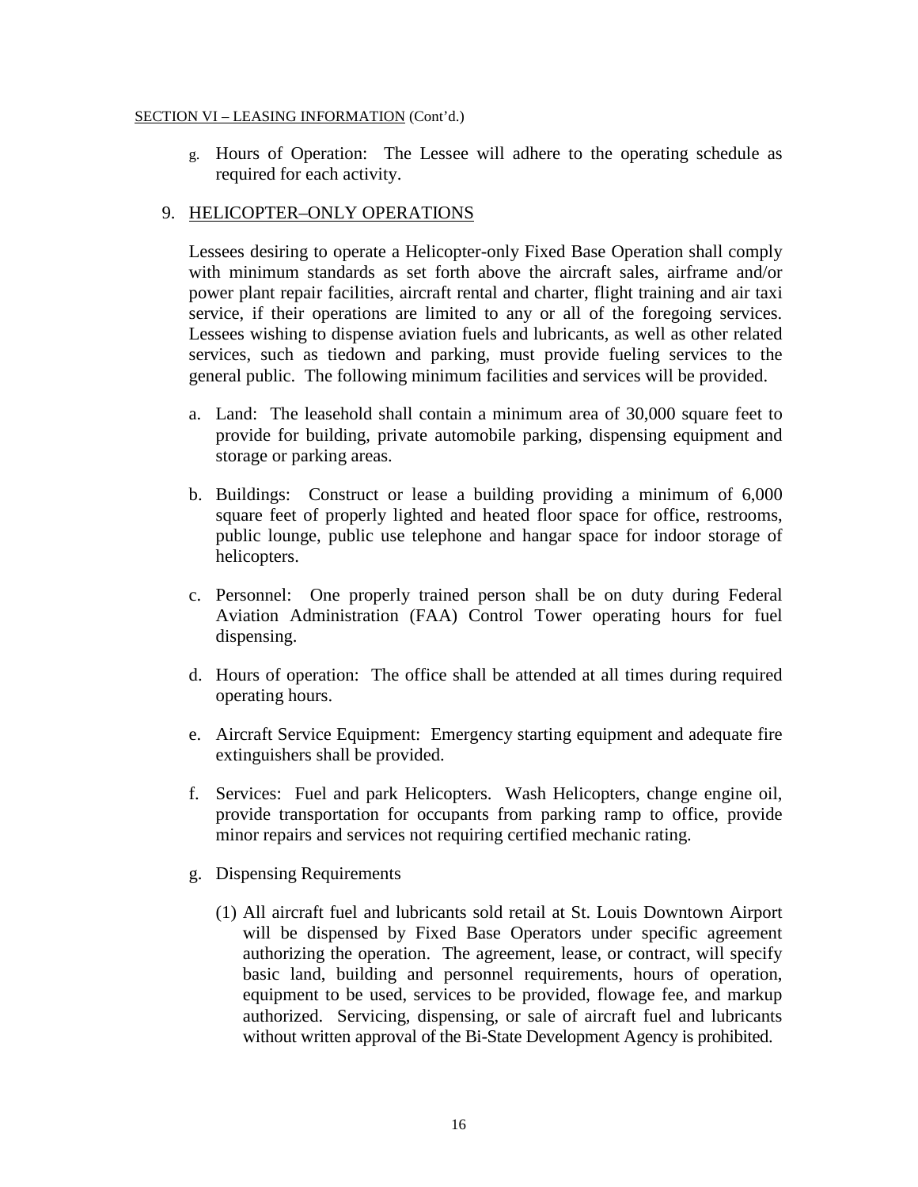SECTION VI – LEASING INFORMATION (Cont'd.)

g. Hours of Operation: The Lessee will adhere to the operating schedule as required for each activity.

9. HELICOPTER–ONLY OPERATIONS

Lessees desiring to operate a Helicopter-only Fixed Base Operation shall comply with minimum standards as set forth above the aircraft sales, airframe and/or power plant repair facilities, aircraft rental and charter, flight training and air taxi service, if their operations are limited to any or all of the foregoing services. Lessees wishing to dispense aviation fuels and lubricants, as well as other related services, such as tiedown and parking, must provide fueling services to the general public. The following minimum facilities and services will be provided.

a. Land: The leasehold shall contain a minimum area of 30,000 square feet to provide for building, private automobile parking, dispensing equipment and storage or parking areas.

b. Buildings: Construct or lease a building providing a minimum of 6,000 square feet of properly lighted and heated floor space for office, restrooms, public lounge, public use telephone and hangar space for indoor storage of helicopters.

c. Personnel: One properly trained person shall be on duty during Federal Aviation Administration (FAA) Control Tower operating hours for fuel dispensing.

d. Hours of operation: The office shall be attended at all times during required operating hours.

e. Aircraft Service Equipment: Emergency starting equipment and adequate fire extinguishers shall be provided.

f. Services: Fuel and park Helicopters. Wash Helicopters, change engine oil, provide transportation for occupants from parking ramp to office, provide minor repairs and services not requiring certified mechanic rating.

g. Dispensing Requirements

   (1) All aircraft fuel and lubricants sold retail at St. Louis Downtown Airport will be dispensed by Fixed Base Operators under specific agreement authorizing the operation. The agreement, lease, or contract, will specify basic land, building and personnel requirements, hours of operation, equipment to be used, services to be provided, flowage fee, and markup authorized. Servicing, dispensing, or sale of aircraft fuel and lubricants without written approval of the Bi-State Development Agency is prohibited.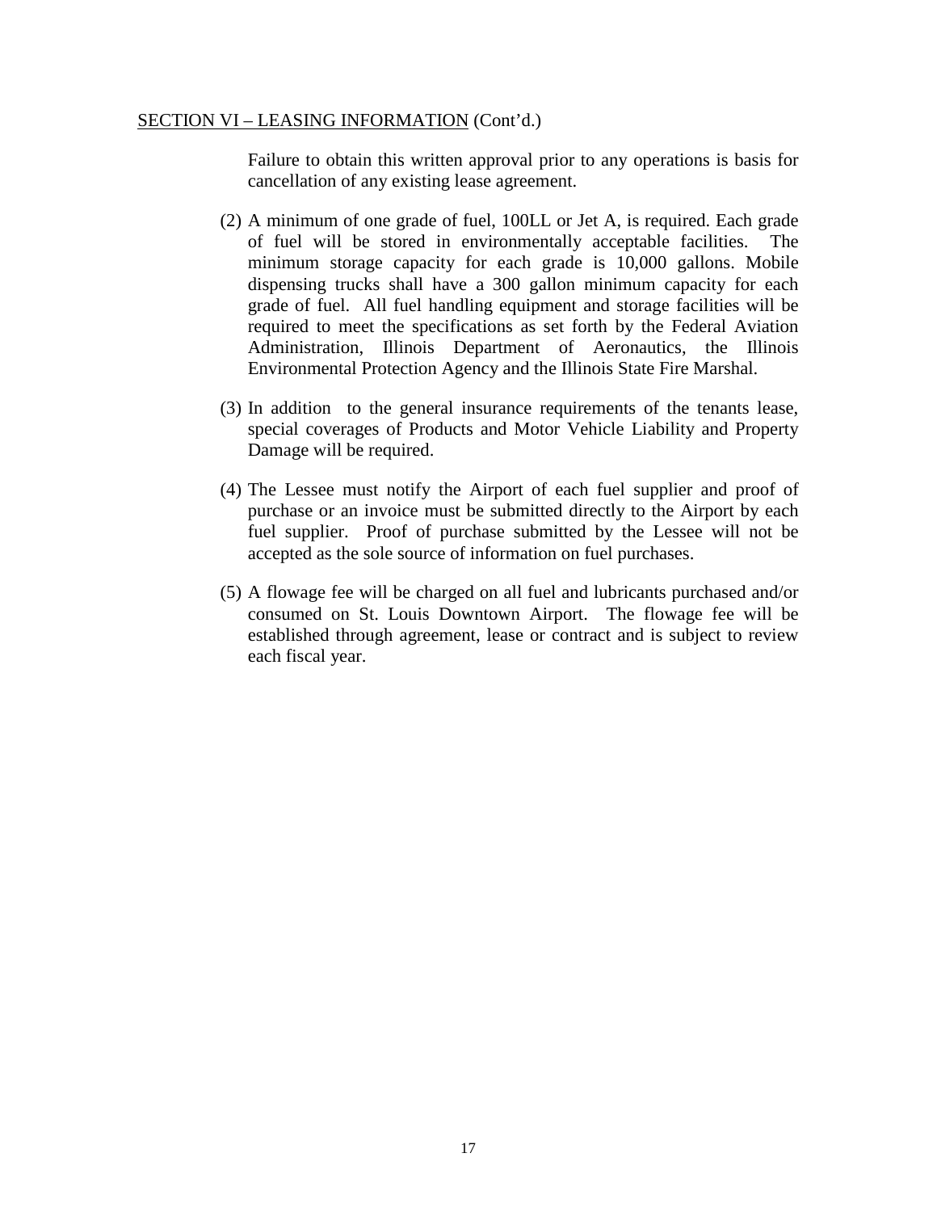SECTION VI – LEASING INFORMATION (Cont'd.)

Failure to obtain this written approval prior to any operations is basis for cancellation of any existing lease agreement.

(2) A minimum of one grade of fuel, 100LL or Jet A, is required. Each grade of fuel will be stored in environmentally acceptable facilities. The minimum storage capacity for each grade is 10,000 gallons. Mobile dispensing trucks shall have a 300 gallon minimum capacity for each grade of fuel. All fuel handling equipment and storage facilities will be required to meet the specifications as set forth by the Federal Aviation Administration, Illinois Department of Aeronautics, the Illinois Environmental Protection Agency and the Illinois State Fire Marshal.

(3) In addition to the general insurance requirements of the tenants lease, special coverages of Products and Motor Vehicle Liability and Property Damage will be required.

(4) The Lessee must notify the Airport of each fuel supplier and proof of purchase or an invoice must be submitted directly to the Airport by each fuel supplier. Proof of purchase submitted by the Lessee will not be accepted as the sole source of information on fuel purchases.

(5) A flowage fee will be charged on all fuel and lubricants purchased and/or consumed on St. Louis Downtown Airport. The flowage fee will be established through agreement, lease or contract and is subject to review each fiscal year.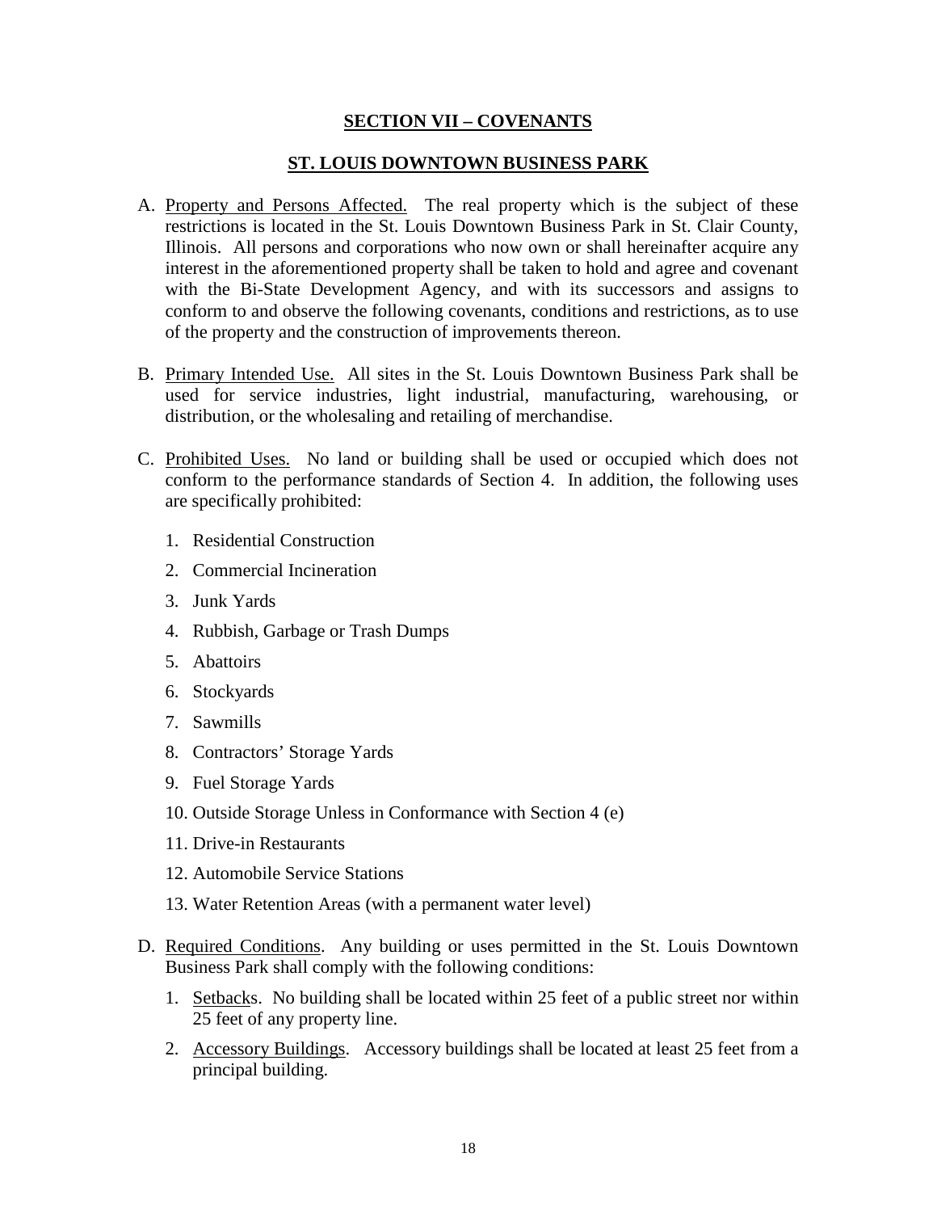## SECTION VII – COVENANTS

## ST. LOUIS DOWNTOWN BUSINESS PARK

A. Property and Persons Affected. The real property which is the subject of these restrictions is located in the St. Louis Downtown Business Park in St. Clair County, Illinois. All persons and corporations who now own or shall hereinafter acquire any interest in the aforementioned property shall be taken to hold and agree and covenant with the Bi-State Development Agency, and with its successors and assigns to conform to and observe the following covenants, conditions and restrictions, as to use of the property and the construction of improvements thereon.

B. Primary Intended Use. All sites in the St. Louis Downtown Business Park shall be used for service industries, light industrial, manufacturing, warehousing, or distribution, or the wholesaling and retailing of merchandise.

C. Prohibited Uses. No land or building shall be used or occupied which does not conform to the performance standards of Section 4. In addition, the following uses are specifically prohibited:

   1. Residential Construction
   2. Commercial Incineration
   3. Junk Yards
   4. Rubbish, Garbage or Trash Dumps
   5. Abattoirs
   6. Stockyards
   7. Sawmills
   8. Contractors' Storage Yards
   9. Fuel Storage Yards
   10. Outside Storage Unless in Conformance with Section 4 (e)
   11. Drive-in Restaurants
   12. Automobile Service Stations
   13. Water Retention Areas (with a permanent water level)

D. Required Conditions. Any building or uses permitted in the St. Louis Downtown Business Park shall comply with the following conditions:

   1. Setbacks. No building shall be located within 25 feet of a public street nor within 25 feet of any property line.
   2. Accessory Buildings. Accessory buildings shall be located at least 25 feet from a principal building.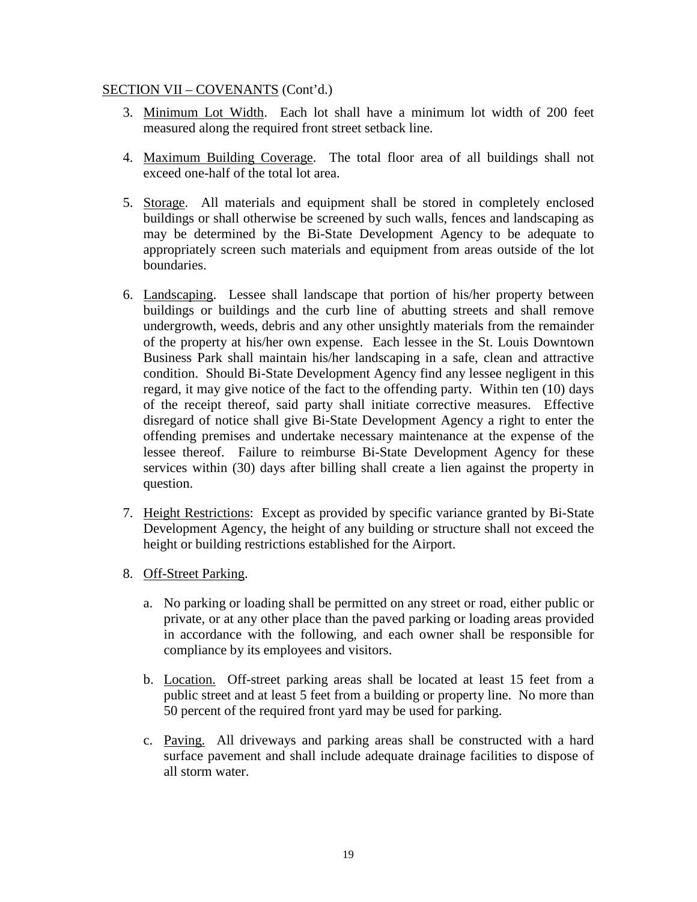SECTION VII – COVENANTS (Cont'd.)

3. Minimum Lot Width. Each lot shall have a minimum lot width of 200 feet measured along the required front street setback line.

4. Maximum Building Coverage. The total floor area of all buildings shall not exceed one-half of the total lot area.

5. Storage. All materials and equipment shall be stored in completely enclosed buildings or shall otherwise be screened by such walls, fences and landscaping as may be determined by the Bi-State Development Agency to be adequate to appropriately screen such materials and equipment from areas outside of the lot boundaries.

6. Landscaping. Lessee shall landscape that portion of his/her property between buildings or buildings and the curb line of abutting streets and shall remove undergrowth, weeds, debris and any other unsightly materials from the remainder of the property at his/her own expense. Each lessee in the St. Louis Downtown Business Park shall maintain his/her landscaping in a safe, clean and attractive condition. Should Bi-State Development Agency find any lessee negligent in this regard, it may give notice of the fact to the offending party. Within ten (10) days of the receipt thereof, said party shall initiate corrective measures. Effective disregard of notice shall give Bi-State Development Agency a right to enter the offending premises and undertake necessary maintenance at the expense of the lessee thereof. Failure to reimburse Bi-State Development Agency for these services within (30) days after billing shall create a lien against the property in question.

7. Height Restrictions: Except as provided by specific variance granted by Bi-State Development Agency, the height of any building or structure shall not exceed the height or building restrictions established for the Airport.

8. Off-Street Parking.

   a. No parking or loading shall be permitted on any street or road, either public or private, or at any other place than the paved parking or loading areas provided in accordance with the following, and each owner shall be responsible for compliance by its employees and visitors.

   b. Location. Off-street parking areas shall be located at least 15 feet from a public street and at least 5 feet from a building or property line. No more than 50 percent of the required front yard may be used for parking.

   c. Paving. All driveways and parking areas shall be constructed with a hard surface pavement and shall include adequate drainage facilities to dispose of all storm water.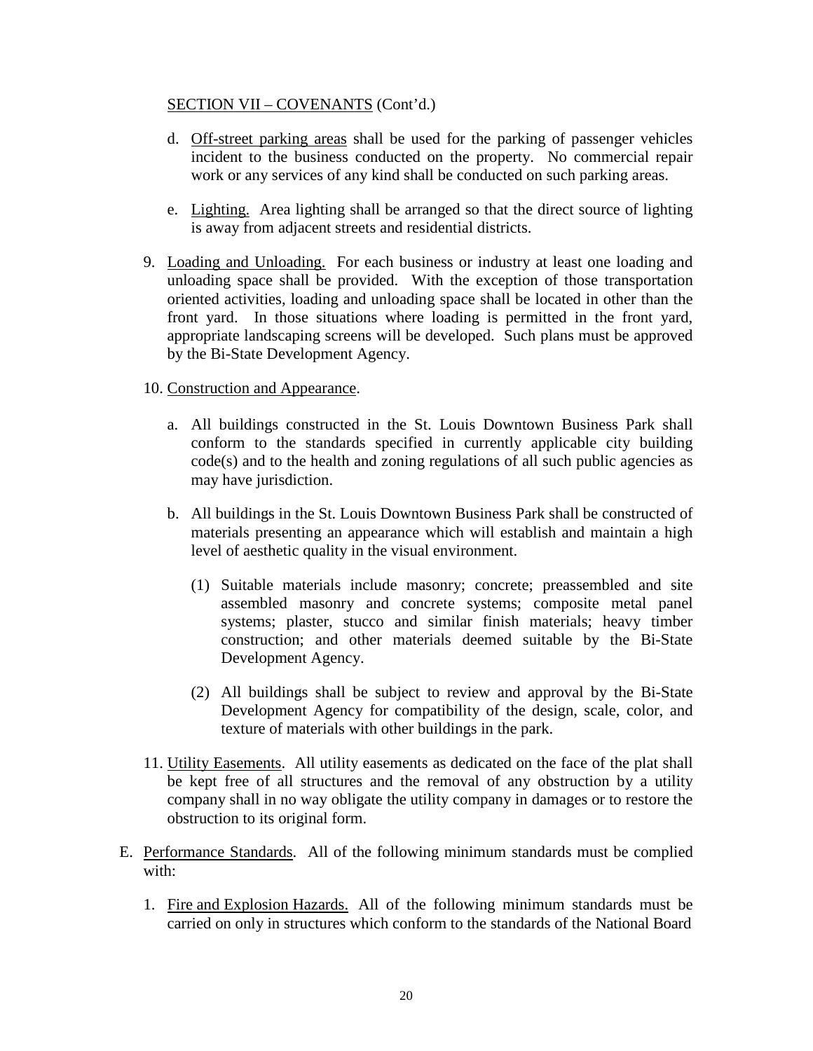SECTION VII – COVENANTS (Cont'd.)

d. Off-street parking areas shall be used for the parking of passenger vehicles incident to the business conducted on the property. No commercial repair work or any services of any kind shall be conducted on such parking areas.

e. Lighting. Area lighting shall be arranged so that the direct source of lighting is away from adjacent streets and residential districts.

9. Loading and Unloading. For each business or industry at least one loading and unloading space shall be provided. With the exception of those transportation oriented activities, loading and unloading space shall be located in other than the front yard. In those situations where loading is permitted in the front yard, appropriate landscaping screens will be developed. Such plans must be approved by the Bi-State Development Agency.

10. Construction and Appearance.

   a. All buildings constructed in the St. Louis Downtown Business Park shall conform to the standards specified in currently applicable city building code(s) and to the health and zoning regulations of all such public agencies as may have jurisdiction.

   b. All buildings in the St. Louis Downtown Business Park shall be constructed of materials presenting an appearance which will establish and maintain a high level of aesthetic quality in the visual environment.

      (1) Suitable materials include masonry; concrete; preassembled and site assembled masonry and concrete systems; composite metal panel systems; plaster, stucco and similar finish materials; heavy timber construction; and other materials deemed suitable by the Bi-State Development Agency.

      (2) All buildings shall be subject to review and approval by the Bi-State Development Agency for compatibility of the design, scale, color, and texture of materials with other buildings in the park.

11. Utility Easements. All utility easements as dedicated on the face of the plat shall be kept free of all structures and the removal of any obstruction by a utility company shall in no way obligate the utility company in damages or to restore the obstruction to its original form.

E. Performance Standards. All of the following minimum standards must be complied with:

   1. Fire and Explosion Hazards. All of the following minimum standards must be carried on only in structures which conform to the standards of the National Board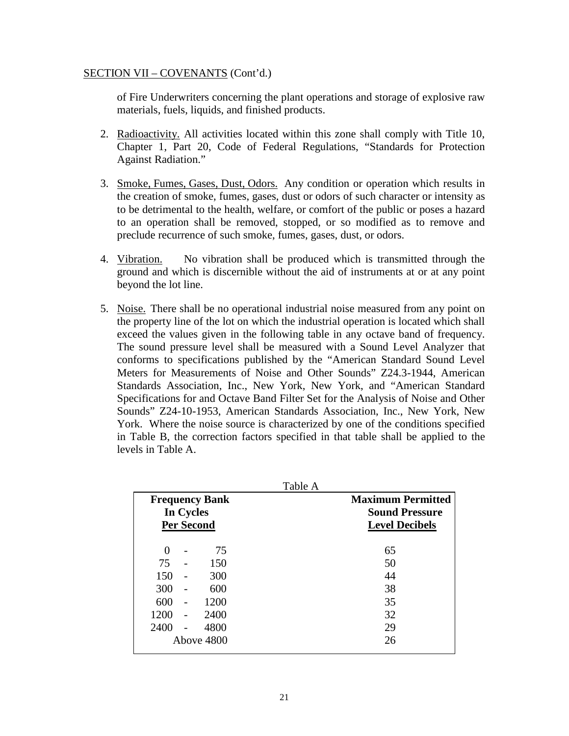SECTION VII – COVENANTS (Cont'd.)

of Fire Underwriters concerning the plant operations and storage of explosive raw materials, fuels, liquids, and finished products.

2. Radioactivity. All activities located within this zone shall comply with Title 10, Chapter 1, Part 20, Code of Federal Regulations, "Standards for Protection Against Radiation."

3. Smoke, Fumes, Gases, Dust, Odors. Any condition or operation which results in the creation of smoke, fumes, gases, dust or odors of such character or intensity as to be detrimental to the health, welfare, or comfort of the public or poses a hazard to an operation shall be removed, stopped, or so modified as to remove and preclude recurrence of such smoke, fumes, gases, dust, or odors.

4. Vibration. No vibration shall be produced which is transmitted through the ground and which is discernible without the aid of instruments at or at any point beyond the lot line.

5. Noise. There shall be no operational industrial noise measured from any point on the property line of the lot on which the industrial operation is located which shall exceed the values given in the following table in any octave band of frequency. The sound pressure level shall be measured with a Sound Level Analyzer that conforms to specifications published by the "American Standard Sound Level Meters for Measurements of Noise and Other Sounds" Z24.3-1944, American Standards Association, Inc., New York, New York, and "American Standard Specifications for and Octave Band Filter Set for the Analysis of Noise and Other Sounds" Z24-10-1953, American Standards Association, Inc., New York, New York. Where the noise source is characterized by one of the conditions specified in Table B, the correction factors specified in that table shall be applied to the levels in Table A.

Table A

| **Frequency Bank In Cycles Per Second** | **Maximum Permitted Sound Pressure Level Decibels** |
|---|---|
| 0 - 75 | 65 |
| 75 - 150 | 50 |
| 150 - 300 | 44 |
| 300 - 600 | 38 |
| 600 - 1200 | 35 |
| 1200 - 2400 | 32 |
| 2400 - 4800 | 29 |
| Above 4800 | 26 |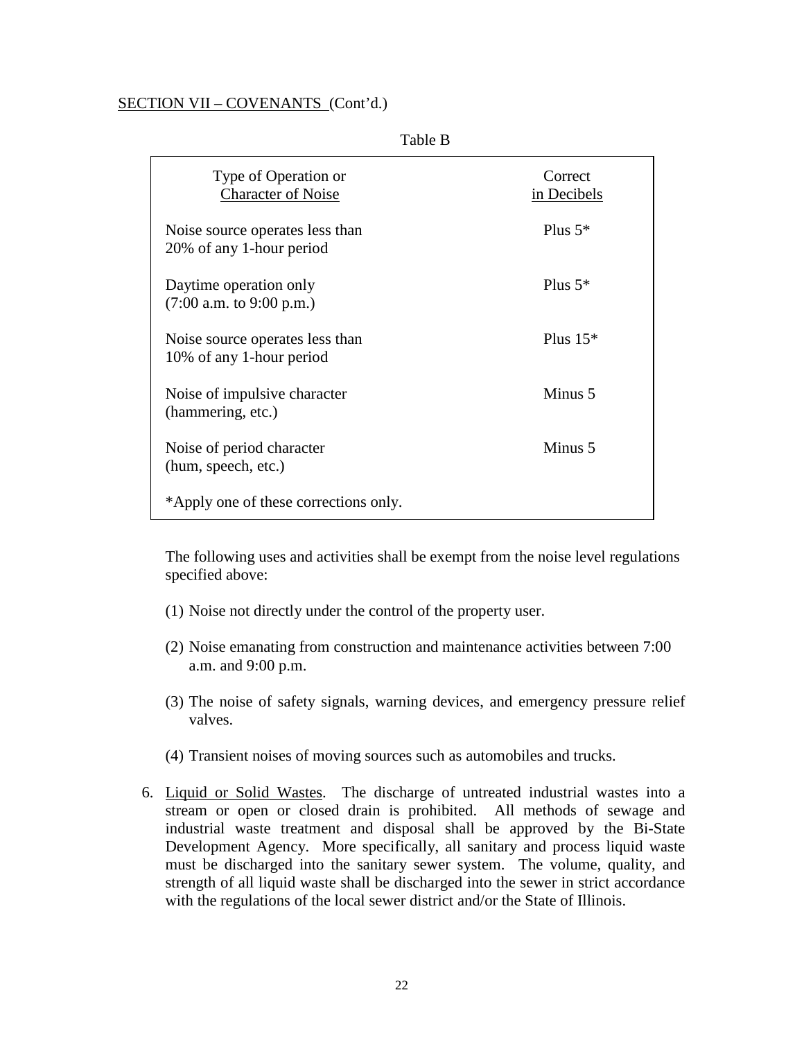SECTION VII – COVENANTS (Cont'd.)

Table B

| Type of Operation or Character of Noise | Correct in Decibels |
|---|---|
| Noise source operates less than 20% of any 1-hour period | Plus 5* |
| Daytime operation only (7:00 a.m. to 9:00 p.m.) | Plus 5* |
| Noise source operates less than 10% of any 1-hour period | Plus 15* |
| Noise of impulsive character (hammering, etc.) | Minus 5 |
| Noise of period character (hum, speech, etc.) | Minus 5 |

*Apply one of these corrections only.

The following uses and activities shall be exempt from the noise level regulations specified above:

(1) Noise not directly under the control of the property user.

(2) Noise emanating from construction and maintenance activities between 7:00 a.m. and 9:00 p.m.

(3) The noise of safety signals, warning devices, and emergency pressure relief valves.

(4) Transient noises of moving sources such as automobiles and trucks.

6. Liquid or Solid Wastes. The discharge of untreated industrial wastes into a stream or open or closed drain is prohibited. All methods of sewage and industrial waste treatment and disposal shall be approved by the Bi-State Development Agency. More specifically, all sanitary and process liquid waste must be discharged into the sanitary sewer system. The volume, quality, and strength of all liquid waste shall be discharged into the sewer in strict accordance with the regulations of the local sewer district and/or the State of Illinois.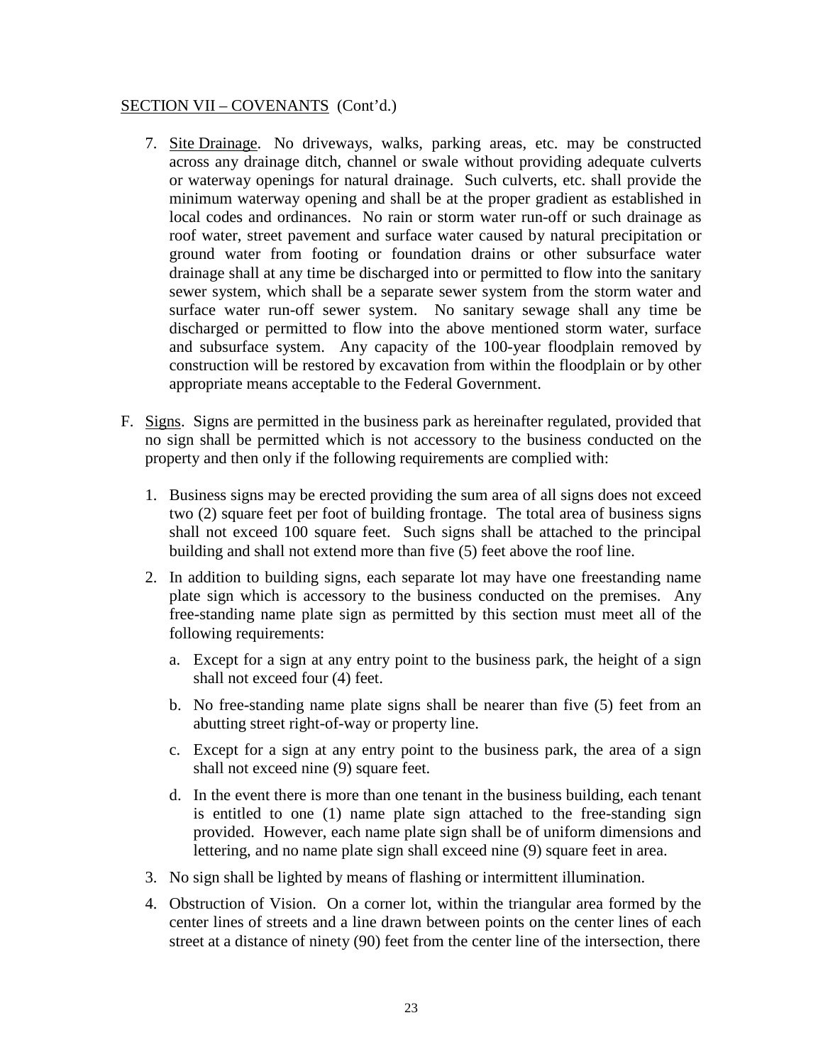SECTION VII – COVENANTS (Cont'd.)

7. Site Drainage. No driveways, walks, parking areas, etc. may be constructed across any drainage ditch, channel or swale without providing adequate culverts or waterway openings for natural drainage. Such culverts, etc. shall provide the minimum waterway opening and shall be at the proper gradient as established in local codes and ordinances. No rain or storm water run-off or such drainage as roof water, street pavement and surface water caused by natural precipitation or ground water from footing or foundation drains or other subsurface water drainage shall at any time be discharged into or permitted to flow into the sanitary sewer system, which shall be a separate sewer system from the storm water and surface water run-off sewer system. No sanitary sewage shall any time be discharged or permitted to flow into the above mentioned storm water, surface and subsurface system. Any capacity of the 100-year floodplain removed by construction will be restored by excavation from within the floodplain or by other appropriate means acceptable to the Federal Government.

F. Signs. Signs are permitted in the business park as hereinafter regulated, provided that no sign shall be permitted which is not accessory to the business conducted on the property and then only if the following requirements are complied with:

1. Business signs may be erected providing the sum area of all signs does not exceed two (2) square feet per foot of building frontage. The total area of business signs shall not exceed 100 square feet. Such signs shall be attached to the principal building and shall not extend more than five (5) feet above the roof line.

2. In addition to building signs, each separate lot may have one freestanding name plate sign which is accessory to the business conducted on the premises. Any free-standing name plate sign as permitted by this section must meet all of the following requirements:

   a. Except for a sign at any entry point to the business park, the height of a sign shall not exceed four (4) feet.

   b. No free-standing name plate signs shall be nearer than five (5) feet from an abutting street right-of-way or property line.

   c. Except for a sign at any entry point to the business park, the area of a sign shall not exceed nine (9) square feet.

   d. In the event there is more than one tenant in the business building, each tenant is entitled to one (1) name plate sign attached to the free-standing sign provided. However, each name plate sign shall be of uniform dimensions and lettering, and no name plate sign shall exceed nine (9) square feet in area.

3. No sign shall be lighted by means of flashing or intermittent illumination.

4. Obstruction of Vision. On a corner lot, within the triangular area formed by the center lines of streets and a line drawn between points on the center lines of each street at a distance of ninety (90) feet from the center line of the intersection, there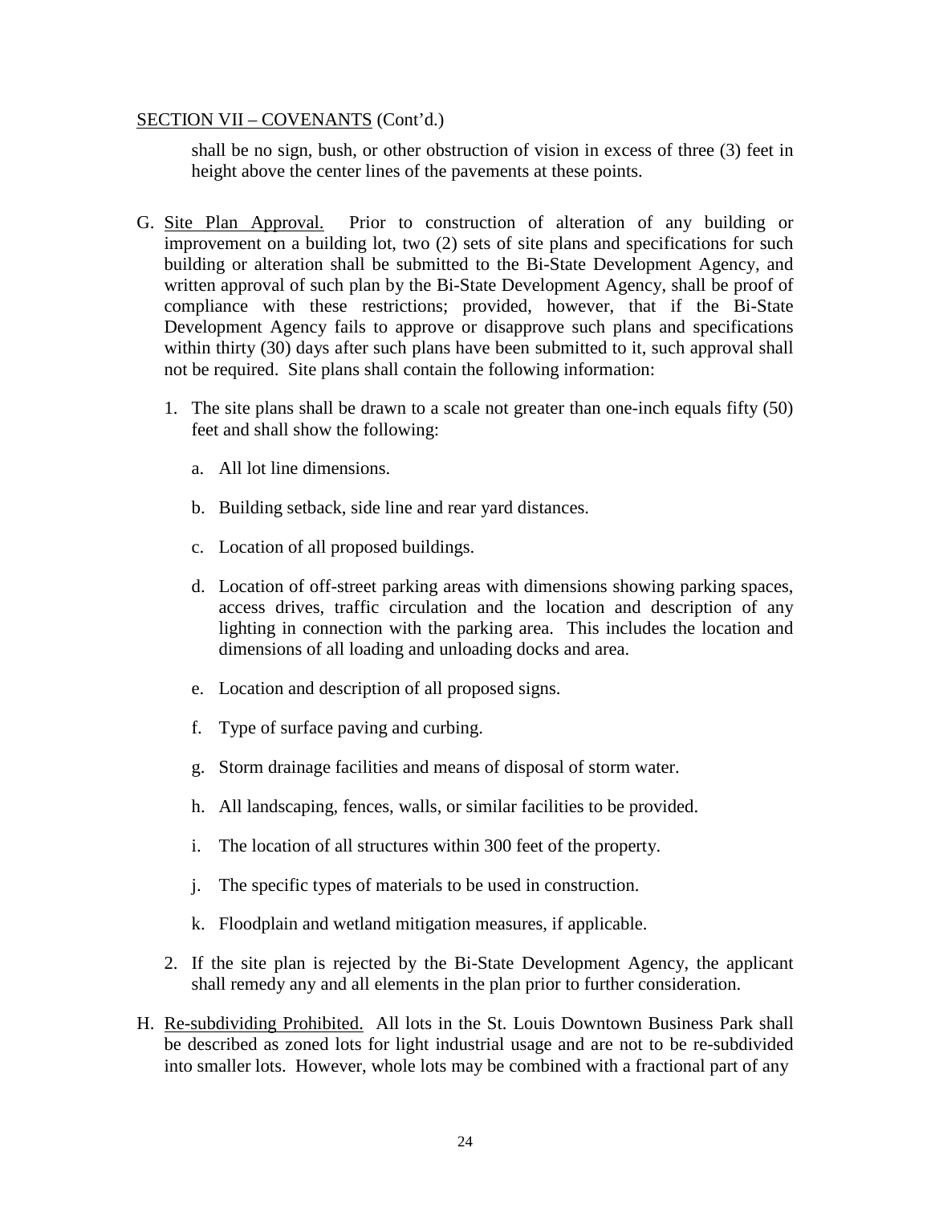SECTION VII – COVENANTS (Cont'd.)

shall be no sign, bush, or other obstruction of vision in excess of three (3) feet in height above the center lines of the pavements at these points.

G. Site Plan Approval. Prior to construction of alteration of any building or improvement on a building lot, two (2) sets of site plans and specifications for such building or alteration shall be submitted to the Bi-State Development Agency, and written approval of such plan by the Bi-State Development Agency, shall be proof of compliance with these restrictions; provided, however, that if the Bi-State Development Agency fails to approve or disapprove such plans and specifications within thirty (30) days after such plans have been submitted to it, such approval shall not be required. Site plans shall contain the following information:

   1. The site plans shall be drawn to a scale not greater than one-inch equals fifty (50) feet and shall show the following:

      a. All lot line dimensions.

      b. Building setback, side line and rear yard distances.

      c. Location of all proposed buildings.

      d. Location of off-street parking areas with dimensions showing parking spaces, access drives, traffic circulation and the location and description of any lighting in connection with the parking area. This includes the location and dimensions of all loading and unloading docks and area.

      e. Location and description of all proposed signs.

      f. Type of surface paving and curbing.

      g. Storm drainage facilities and means of disposal of storm water.

      h. All landscaping, fences, walls, or similar facilities to be provided.

      i. The location of all structures within 300 feet of the property.

      j. The specific types of materials to be used in construction.

      k. Floodplain and wetland mitigation measures, if applicable.

   2. If the site plan is rejected by the Bi-State Development Agency, the applicant shall remedy any and all elements in the plan prior to further consideration.

H. Re-subdividing Prohibited. All lots in the St. Louis Downtown Business Park shall be described as zoned lots for light industrial usage and are not to be re-subdivided into smaller lots. However, whole lots may be combined with a fractional part of any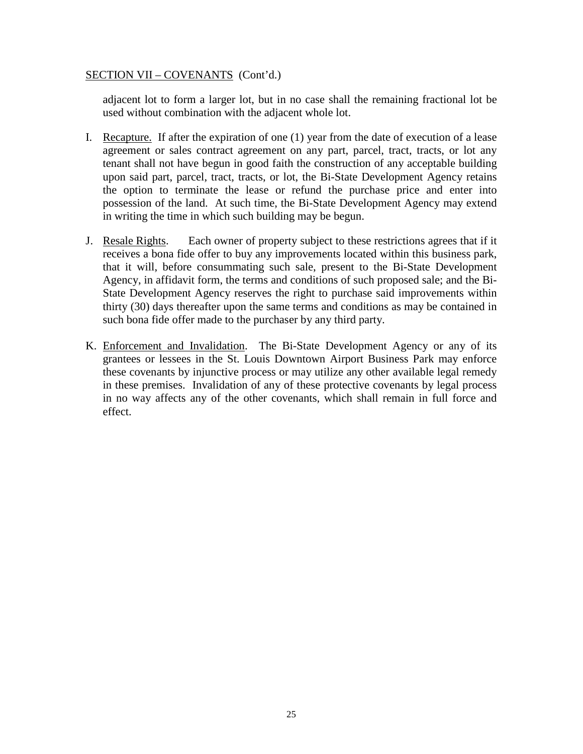SECTION VII – COVENANTS (Cont'd.)

adjacent lot to form a larger lot, but in no case shall the remaining fractional lot be used without combination with the adjacent whole lot.

I. Recapture. If after the expiration of one (1) year from the date of execution of a lease agreement or sales contract agreement on any part, parcel, tract, tracts, or lot any tenant shall not have begun in good faith the construction of any acceptable building upon said part, parcel, tract, tracts, or lot, the Bi-State Development Agency retains the option to terminate the lease or refund the purchase price and enter into possession of the land. At such time, the Bi-State Development Agency may extend in writing the time in which such building may be begun.

J. Resale Rights. Each owner of property subject to these restrictions agrees that if it receives a bona fide offer to buy any improvements located within this business park, that it will, before consummating such sale, present to the Bi-State Development Agency, in affidavit form, the terms and conditions of such proposed sale; and the Bi-State Development Agency reserves the right to purchase said improvements within thirty (30) days thereafter upon the same terms and conditions as may be contained in such bona fide offer made to the purchaser by any third party.

K. Enforcement and Invalidation. The Bi-State Development Agency or any of its grantees or lessees in the St. Louis Downtown Airport Business Park may enforce these covenants by injunctive process or may utilize any other available legal remedy in these premises. Invalidation of any of these protective covenants by legal process in no way affects any of the other covenants, which shall remain in full force and effect.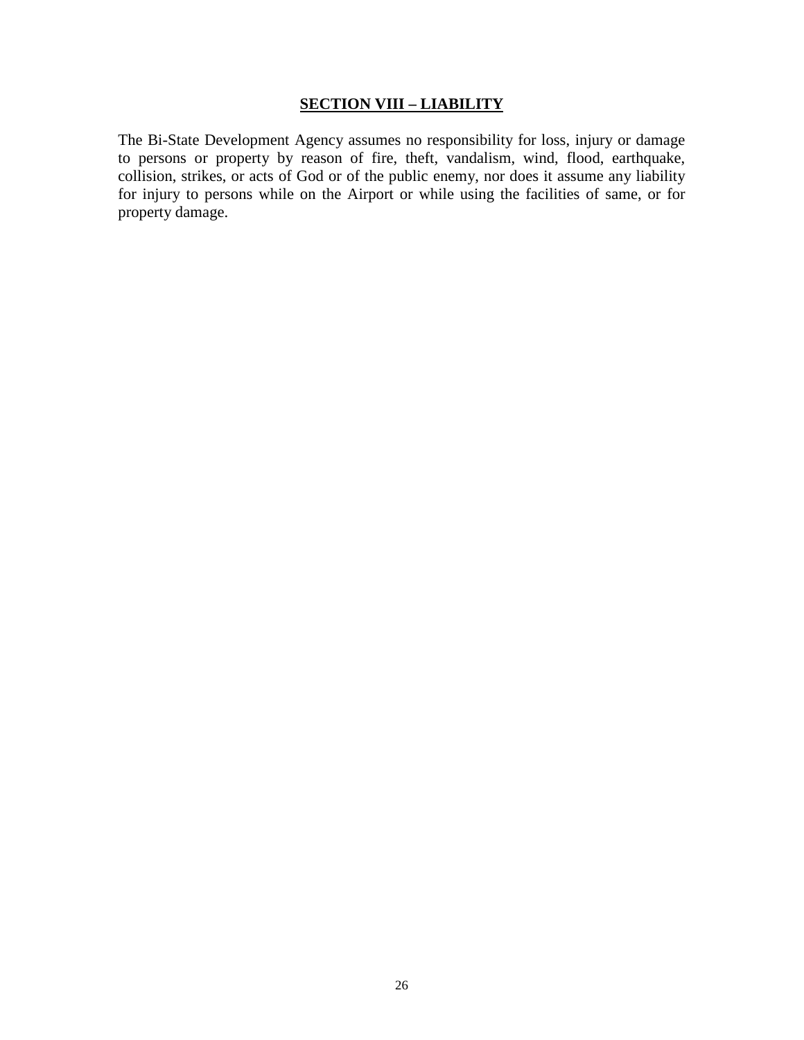## SECTION VIII – LIABILITY

The Bi-State Development Agency assumes no responsibility for loss, injury or damage to persons or property by reason of fire, theft, vandalism, wind, flood, earthquake, collision, strikes, or acts of God or of the public enemy, nor does it assume any liability for injury to persons while on the Airport or while using the facilities of same, or for property damage.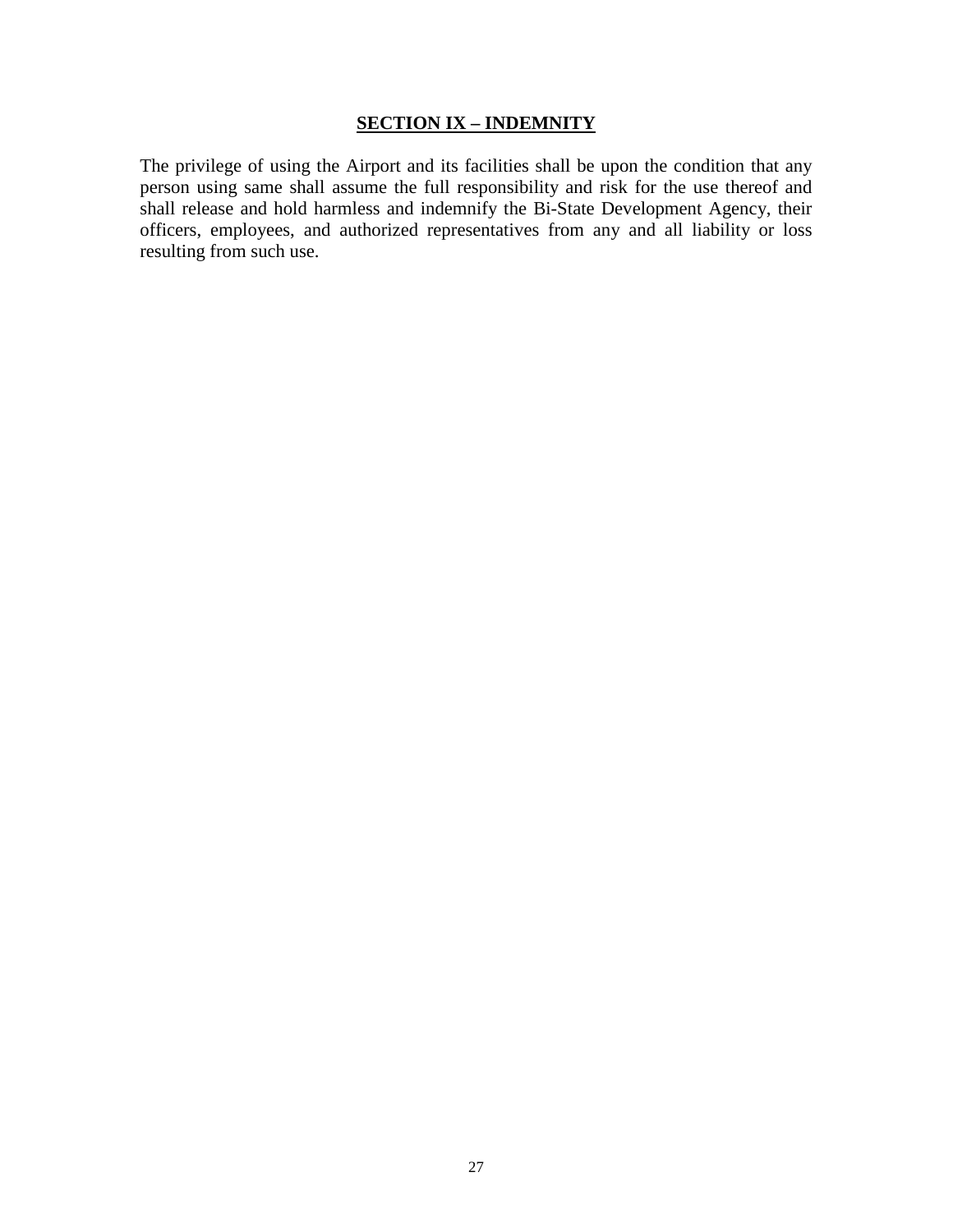## SECTION IX – INDEMNITY

The privilege of using the Airport and its facilities shall be upon the condition that any person using same shall assume the full responsibility and risk for the use thereof and shall release and hold harmless and indemnify the Bi-State Development Agency, their officers, employees, and authorized representatives from any and all liability or loss resulting from such use.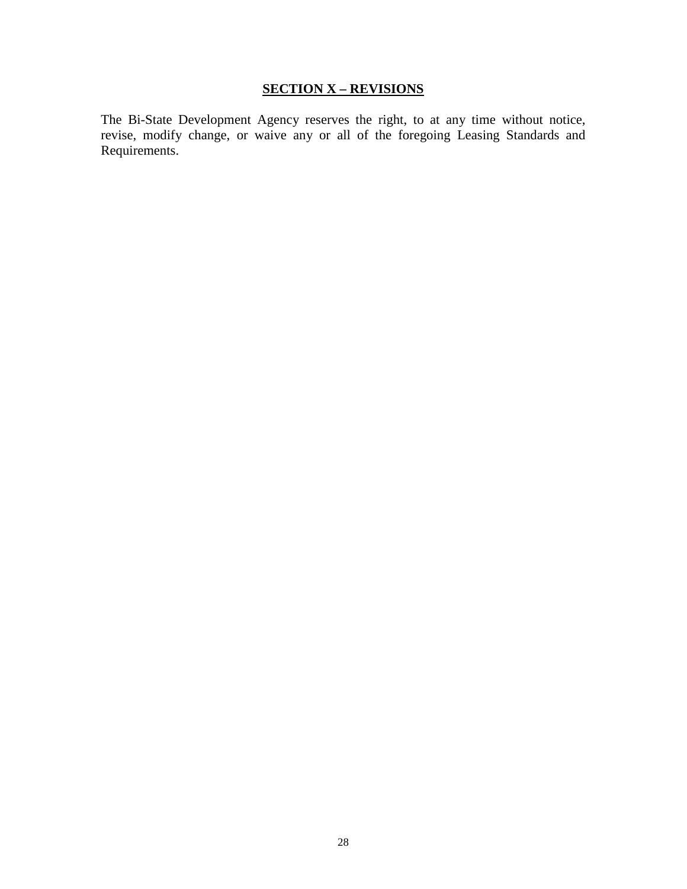## SECTION X – REVISIONS

The Bi-State Development Agency reserves the right, to at any time without notice, revise, modify change, or waive any or all of the foregoing Leasing Standards and Requirements.